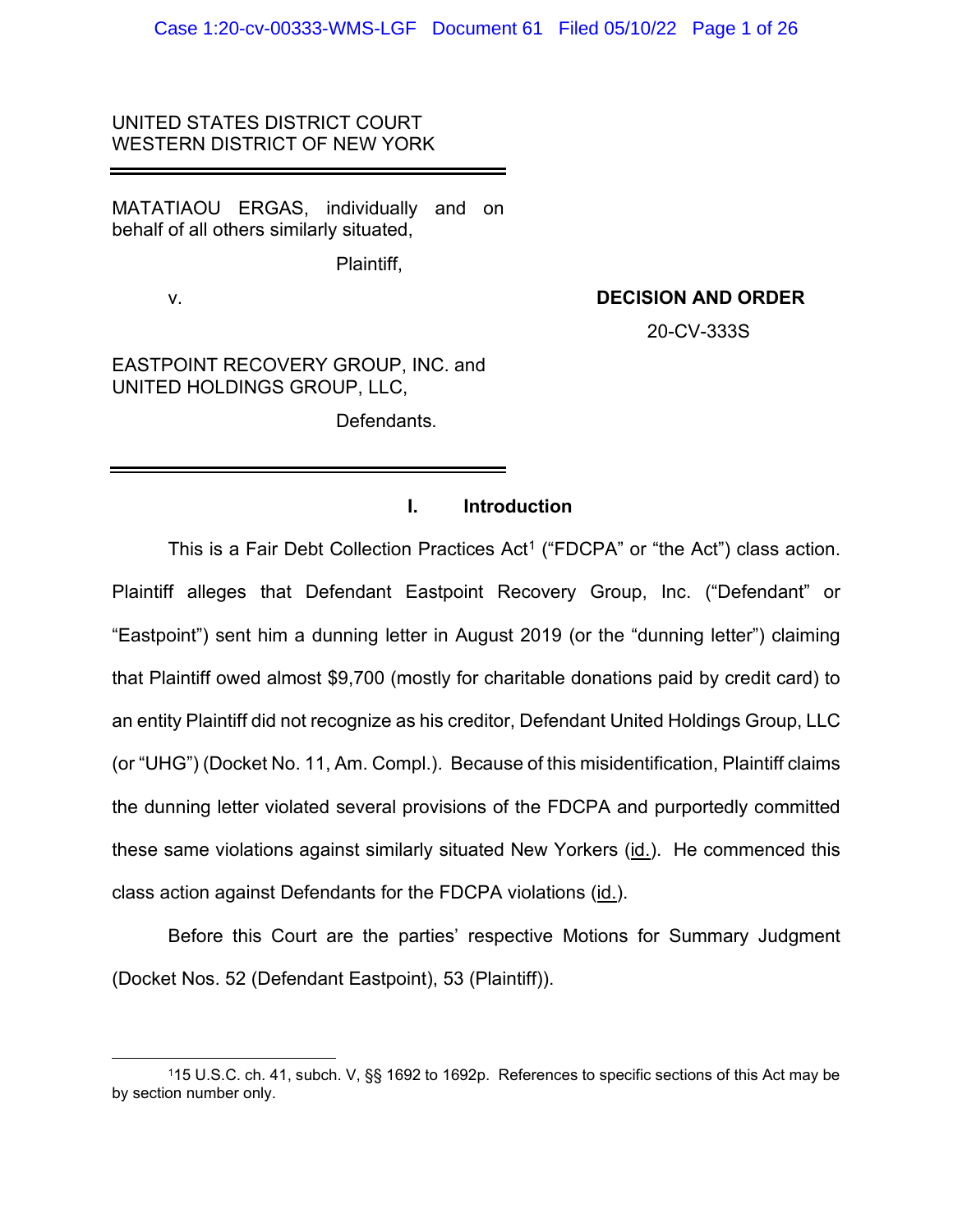UNITED STATES DISTRICT COURT
WESTERN DISTRICT OF NEW YORK

---

MATATIAOU ERGAS, individually and on behalf of all others similarly situated,

Plaintiff,

v.

**DECISION AND ORDER**

20-CV-333S

EASTPOINT RECOVERY GROUP, INC. and UNITED HOLDINGS GROUP, LLC,

Defendants.

---

## I. Introduction

This is a Fair Debt Collection Practices Act[1] ("FDCPA" or "the Act") class action. Plaintiff alleges that Defendant Eastpoint Recovery Group, Inc. ("Defendant" or "Eastpoint") sent him a dunning letter in August 2019 (or the "dunning letter") claiming that Plaintiff owed almost $9,700 (mostly for charitable donations paid by credit card) to an entity Plaintiff did not recognize as his creditor, Defendant United Holdings Group, LLC (or "UHG") (Docket No. 11, Am. Compl.). Because of this misidentification, Plaintiff claims the dunning letter violated several provisions of the FDCPA and purportedly committed these same violations against similarly situated New Yorkers (id.). He commenced this class action against Defendants for the FDCPA violations (id.).

Before this Court are the parties' respective Motions for Summary Judgment (Docket Nos. 52 (Defendant Eastpoint), 53 (Plaintiff)).

---

[1] 15 U.S.C. ch. 41, subch. V, §§ 1692 to 1692p. References to specific sections of this Act may be by section number only.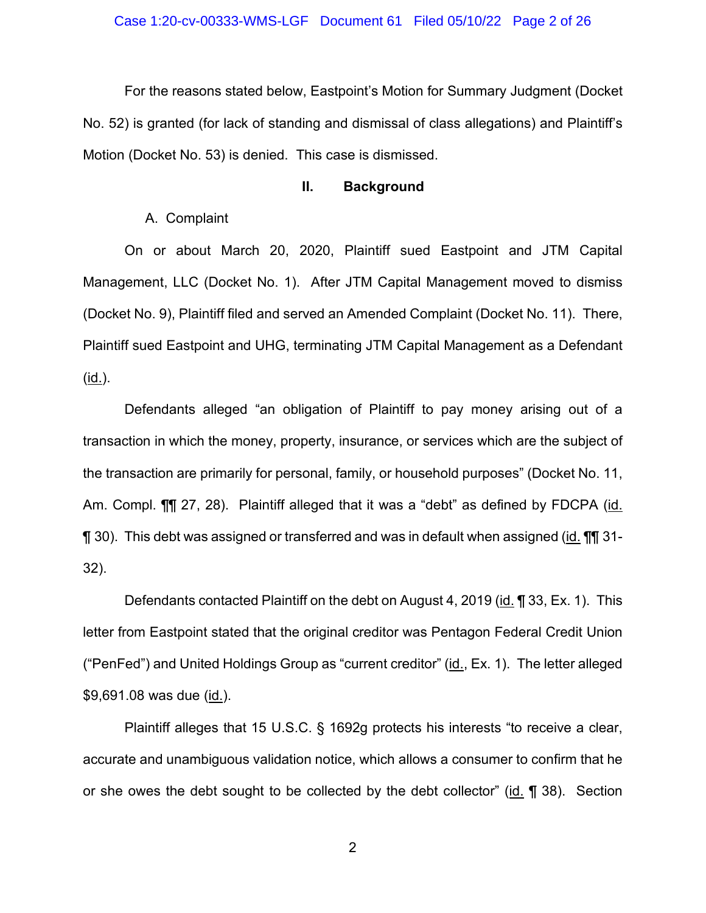For the reasons stated below, Eastpoint's Motion for Summary Judgment (Docket No. 52) is granted (for lack of standing and dismissal of class allegations) and Plaintiff's Motion (Docket No. 53) is denied. This case is dismissed.

## II. Background

### A. Complaint

On or about March 20, 2020, Plaintiff sued Eastpoint and JTM Capital Management, LLC (Docket No. 1). After JTM Capital Management moved to dismiss (Docket No. 9), Plaintiff filed and served an Amended Complaint (Docket No. 11). There, Plaintiff sued Eastpoint and UHG, terminating JTM Capital Management as a Defendant (id.).

Defendants alleged "an obligation of Plaintiff to pay money arising out of a transaction in which the money, property, insurance, or services which are the subject of the transaction are primarily for personal, family, or household purposes" (Docket No. 11, Am. Compl. ¶¶ 27, 28). Plaintiff alleged that it was a "debt" as defined by FDCPA (id. ¶ 30). This debt was assigned or transferred and was in default when assigned (id. ¶¶ 31-32).

Defendants contacted Plaintiff on the debt on August 4, 2019 (id. ¶ 33, Ex. 1). This letter from Eastpoint stated that the original creditor was Pentagon Federal Credit Union ("PenFed") and United Holdings Group as "current creditor" (id., Ex. 1). The letter alleged $9,691.08 was due (id.).

Plaintiff alleges that 15 U.S.C. § 1692g protects his interests "to receive a clear, accurate and unambiguous validation notice, which allows a consumer to confirm that he or she owes the debt sought to be collected by the debt collector" (id. ¶ 38). Section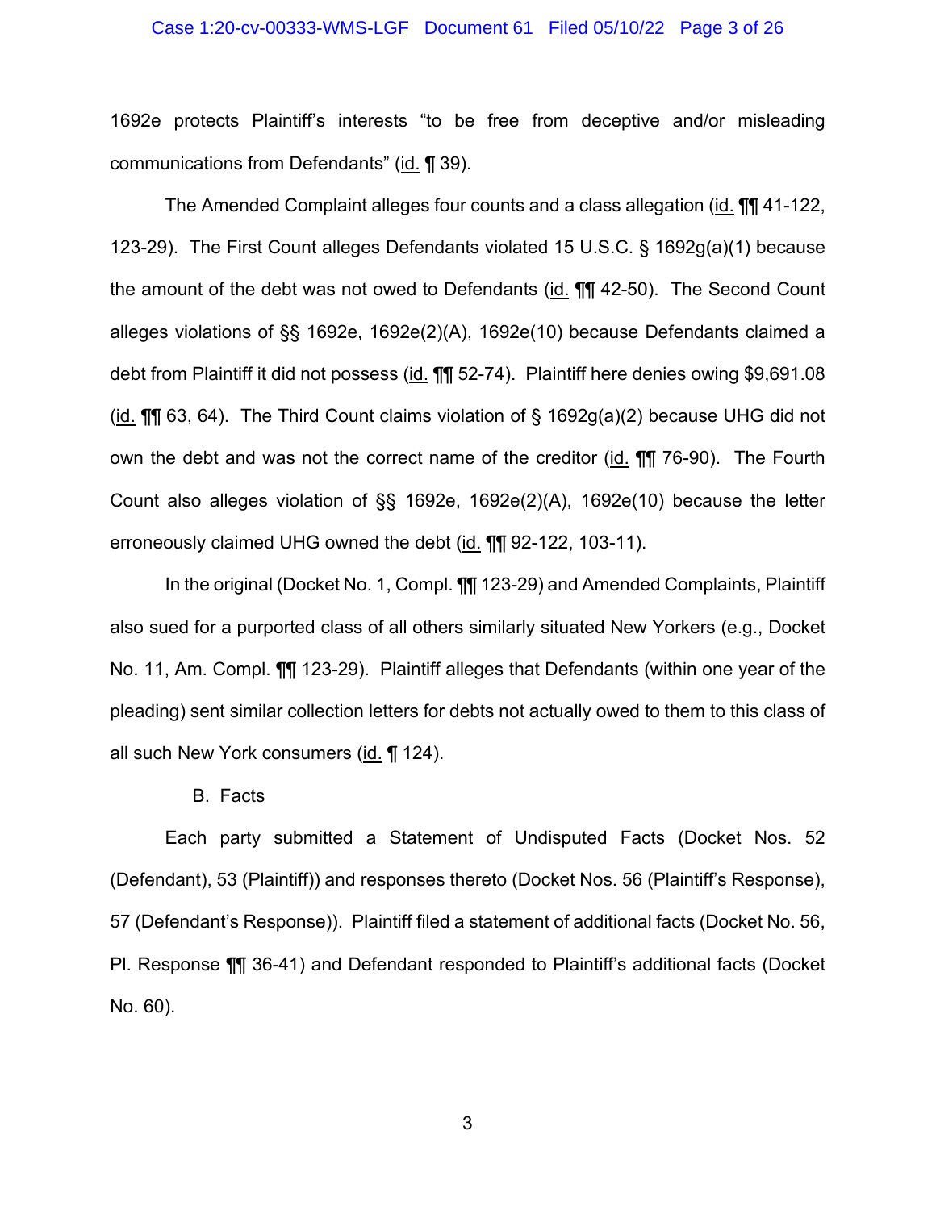1692e protects Plaintiff's interests "to be free from deceptive and/or misleading communications from Defendants" (id. ¶ 39).

The Amended Complaint alleges four counts and a class allegation (id. ¶¶ 41-122, 123-29). The First Count alleges Defendants violated 15 U.S.C. § 1692g(a)(1) because the amount of the debt was not owed to Defendants (id. ¶¶ 42-50). The Second Count alleges violations of §§ 1692e, 1692e(2)(A), 1692e(10) because Defendants claimed a debt from Plaintiff it did not possess (id. ¶¶ 52-74). Plaintiff here denies owing $9,691.08 (id. ¶¶ 63, 64). The Third Count claims violation of § 1692g(a)(2) because UHG did not own the debt and was not the correct name of the creditor (id. ¶¶ 76-90). The Fourth Count also alleges violation of §§ 1692e, 1692e(2)(A), 1692e(10) because the letter erroneously claimed UHG owned the debt (id. ¶¶ 92-122, 103-11).

In the original (Docket No. 1, Compl. ¶¶ 123-29) and Amended Complaints, Plaintiff also sued for a purported class of all others similarly situated New Yorkers (e.g., Docket No. 11, Am. Compl. ¶¶ 123-29). Plaintiff alleges that Defendants (within one year of the pleading) sent similar collection letters for debts not actually owed to them to this class of all such New York consumers (id. ¶ 124).

B. Facts

Each party submitted a Statement of Undisputed Facts (Docket Nos. 52 (Defendant), 53 (Plaintiff)) and responses thereto (Docket Nos. 56 (Plaintiff's Response), 57 (Defendant's Response)). Plaintiff filed a statement of additional facts (Docket No. 56, Pl. Response ¶¶ 36-41) and Defendant responded to Plaintiff's additional facts (Docket No. 60).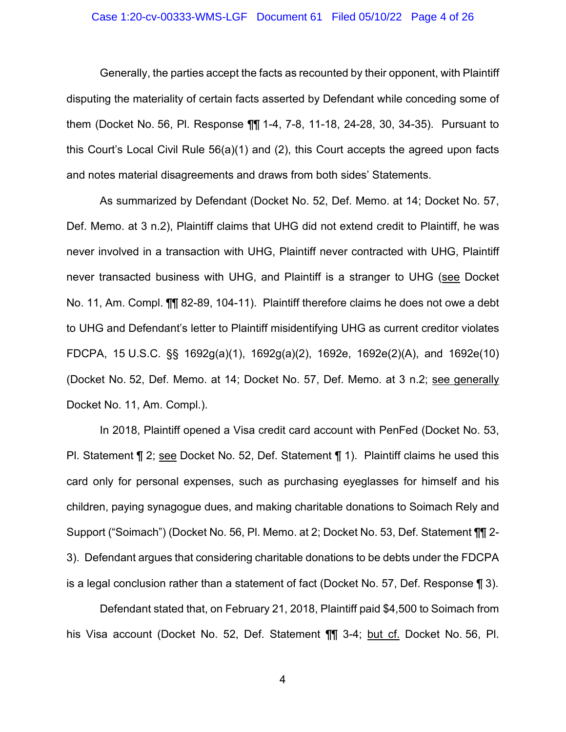Generally, the parties accept the facts as recounted by their opponent, with Plaintiff disputing the materiality of certain facts asserted by Defendant while conceding some of them (Docket No. 56, Pl. Response ¶¶ 1-4, 7-8, 11-18, 24-28, 30, 34-35). Pursuant to this Court's Local Civil Rule 56(a)(1) and (2), this Court accepts the agreed upon facts and notes material disagreements and draws from both sides' Statements.

As summarized by Defendant (Docket No. 52, Def. Memo. at 14; Docket No. 57, Def. Memo. at 3 n.2), Plaintiff claims that UHG did not extend credit to Plaintiff, he was never involved in a transaction with UHG, Plaintiff never contracted with UHG, Plaintiff never transacted business with UHG, and Plaintiff is a stranger to UHG (see Docket No. 11, Am. Compl. ¶¶ 82-89, 104-11). Plaintiff therefore claims he does not owe a debt to UHG and Defendant's letter to Plaintiff misidentifying UHG as current creditor violates FDCPA, 15 U.S.C. §§ 1692g(a)(1), 1692g(a)(2), 1692e, 1692e(2)(A), and 1692e(10) (Docket No. 52, Def. Memo. at 14; Docket No. 57, Def. Memo. at 3 n.2; see generally Docket No. 11, Am. Compl.).

In 2018, Plaintiff opened a Visa credit card account with PenFed (Docket No. 53, Pl. Statement ¶ 2; see Docket No. 52, Def. Statement ¶ 1). Plaintiff claims he used this card only for personal expenses, such as purchasing eyeglasses for himself and his children, paying synagogue dues, and making charitable donations to Soimach Rely and Support ("Soimach") (Docket No. 56, Pl. Memo. at 2; Docket No. 53, Def. Statement ¶¶ 2-3). Defendant argues that considering charitable donations to be debts under the FDCPA is a legal conclusion rather than a statement of fact (Docket No. 57, Def. Response ¶ 3).

Defendant stated that, on February 21, 2018, Plaintiff paid $4,500 to Soimach from his Visa account (Docket No. 52, Def. Statement ¶¶ 3-4; but cf. Docket No. 56, Pl.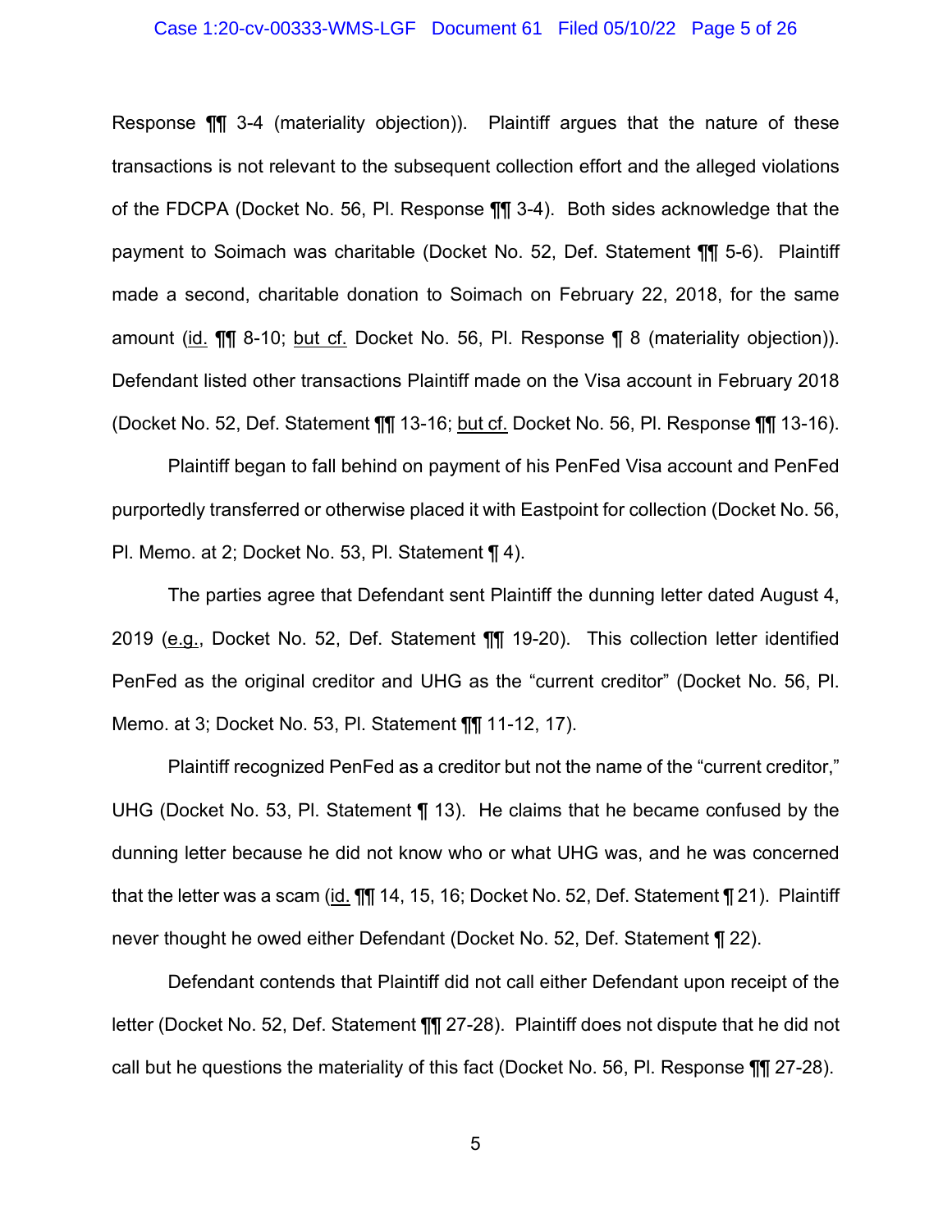Response ¶¶ 3-4 (materiality objection)). Plaintiff argues that the nature of these transactions is not relevant to the subsequent collection effort and the alleged violations of the FDCPA (Docket No. 56, Pl. Response ¶¶ 3-4). Both sides acknowledge that the payment to Soimach was charitable (Docket No. 52, Def. Statement ¶¶ 5-6). Plaintiff made a second, charitable donation to Soimach on February 22, 2018, for the same amount (id. ¶¶ 8-10; but cf. Docket No. 56, Pl. Response ¶ 8 (materiality objection)). Defendant listed other transactions Plaintiff made on the Visa account in February 2018 (Docket No. 52, Def. Statement ¶¶ 13-16; but cf. Docket No. 56, Pl. Response ¶¶ 13-16).

Plaintiff began to fall behind on payment of his PenFed Visa account and PenFed purportedly transferred or otherwise placed it with Eastpoint for collection (Docket No. 56, Pl. Memo. at 2; Docket No. 53, Pl. Statement ¶ 4).

The parties agree that Defendant sent Plaintiff the dunning letter dated August 4, 2019 (e.g., Docket No. 52, Def. Statement ¶¶ 19-20). This collection letter identified PenFed as the original creditor and UHG as the "current creditor" (Docket No. 56, Pl. Memo. at 3; Docket No. 53, Pl. Statement ¶¶ 11-12, 17).

Plaintiff recognized PenFed as a creditor but not the name of the "current creditor," UHG (Docket No. 53, Pl. Statement ¶ 13). He claims that he became confused by the dunning letter because he did not know who or what UHG was, and he was concerned that the letter was a scam (id. ¶¶ 14, 15, 16; Docket No. 52, Def. Statement ¶ 21). Plaintiff never thought he owed either Defendant (Docket No. 52, Def. Statement ¶ 22).

Defendant contends that Plaintiff did not call either Defendant upon receipt of the letter (Docket No. 52, Def. Statement ¶¶ 27-28). Plaintiff does not dispute that he did not call but he questions the materiality of this fact (Docket No. 56, Pl. Response ¶¶ 27-28).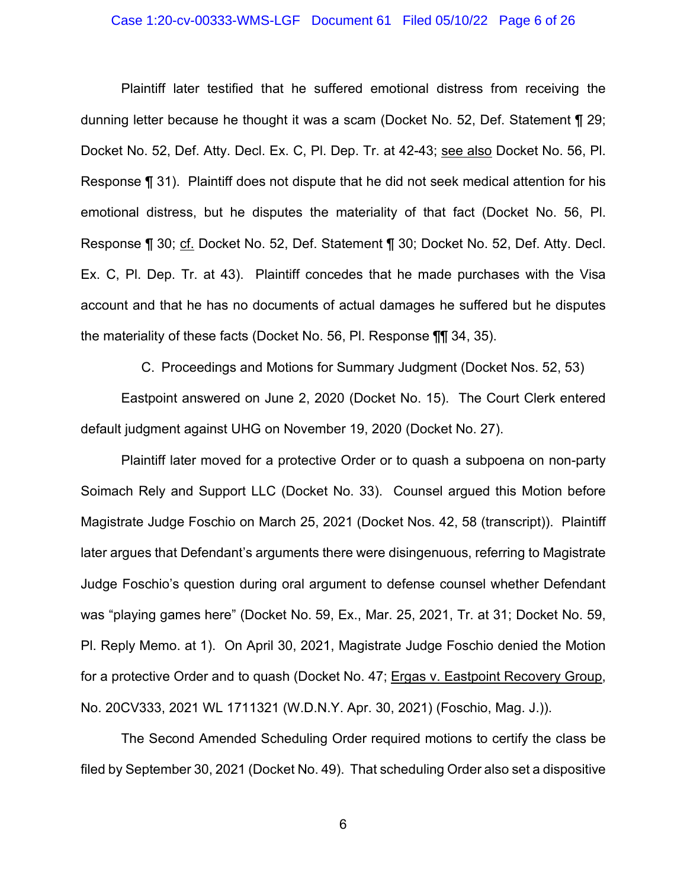Plaintiff later testified that he suffered emotional distress from receiving the dunning letter because he thought it was a scam (Docket No. 52, Def. Statement ¶ 29; Docket No. 52, Def. Atty. Decl. Ex. C, Pl. Dep. Tr. at 42-43; see also Docket No. 56, Pl. Response ¶ 31). Plaintiff does not dispute that he did not seek medical attention for his emotional distress, but he disputes the materiality of that fact (Docket No. 56, Pl. Response ¶ 30; cf. Docket No. 52, Def. Statement ¶ 30; Docket No. 52, Def. Atty. Decl. Ex. C, Pl. Dep. Tr. at 43). Plaintiff concedes that he made purchases with the Visa account and that he has no documents of actual damages he suffered but he disputes the materiality of these facts (Docket No. 56, Pl. Response ¶¶ 34, 35).

C. Proceedings and Motions for Summary Judgment (Docket Nos. 52, 53)

Eastpoint answered on June 2, 2020 (Docket No. 15). The Court Clerk entered default judgment against UHG on November 19, 2020 (Docket No. 27).

Plaintiff later moved for a protective Order or to quash a subpoena on non-party Soimach Rely and Support LLC (Docket No. 33). Counsel argued this Motion before Magistrate Judge Foschio on March 25, 2021 (Docket Nos. 42, 58 (transcript)). Plaintiff later argues that Defendant's arguments there were disingenuous, referring to Magistrate Judge Foschio's question during oral argument to defense counsel whether Defendant was "playing games here" (Docket No. 59, Ex., Mar. 25, 2021, Tr. at 31; Docket No. 59, Pl. Reply Memo. at 1). On April 30, 2021, Magistrate Judge Foschio denied the Motion for a protective Order and to quash (Docket No. 47; Ergas v. Eastpoint Recovery Group, No. 20CV333, 2021 WL 1711321 (W.D.N.Y. Apr. 30, 2021) (Foschio, Mag. J.)).

The Second Amended Scheduling Order required motions to certify the class be filed by September 30, 2021 (Docket No. 49). That scheduling Order also set a dispositive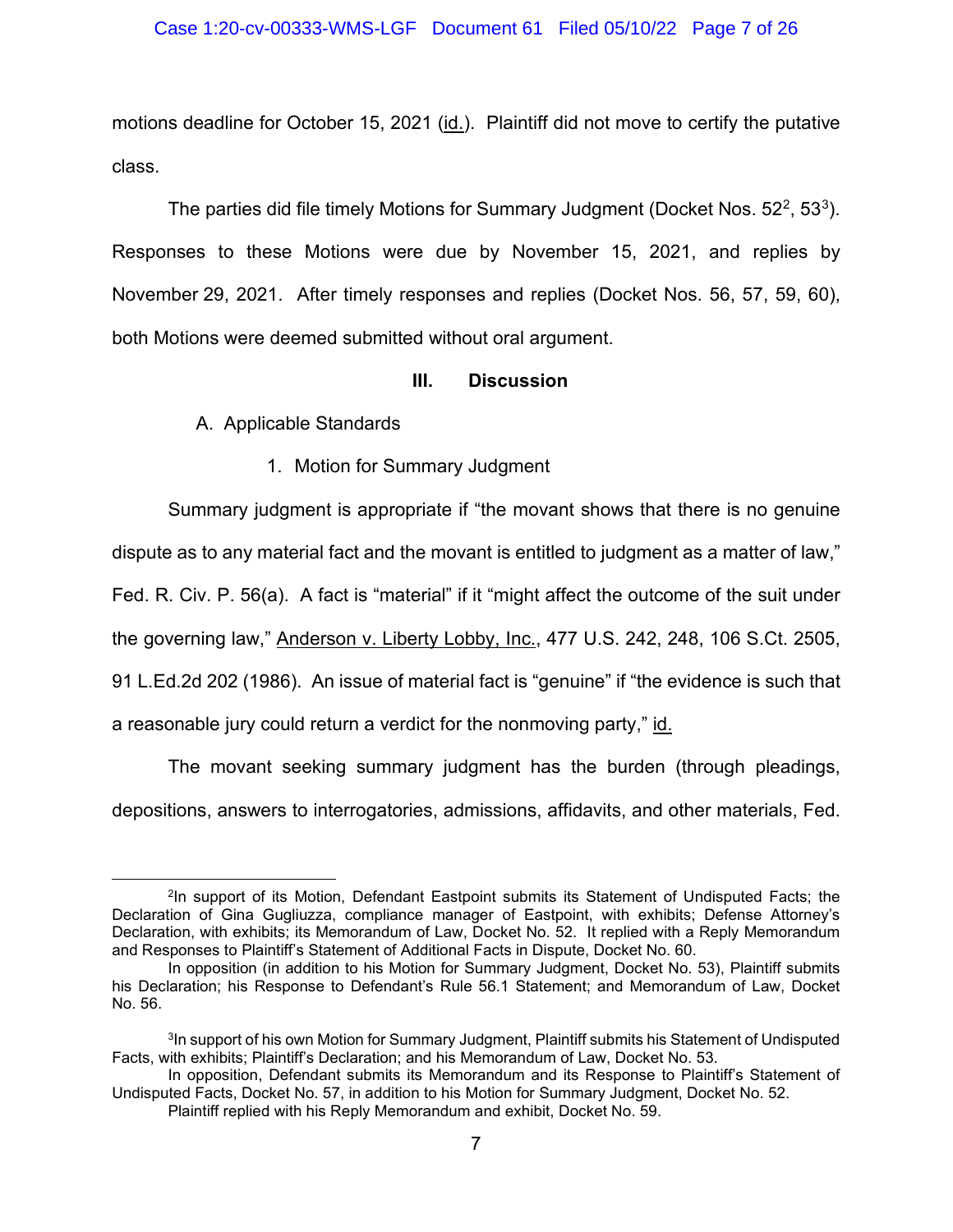motions deadline for October 15, 2021 (id.). Plaintiff did not move to certify the putative class.

The parties did file timely Motions for Summary Judgment (Docket Nos. 52[2], 53[3]). Responses to these Motions were due by November 15, 2021, and replies by November 29, 2021. After timely responses and replies (Docket Nos. 56, 57, 59, 60), both Motions were deemed submitted without oral argument.

## III. Discussion

### A. Applicable Standards

#### 1. Motion for Summary Judgment

Summary judgment is appropriate if "the movant shows that there is no genuine dispute as to any material fact and the movant is entitled to judgment as a matter of law," Fed. R. Civ. P. 56(a). A fact is "material" if it "might affect the outcome of the suit under the governing law," Anderson v. Liberty Lobby, Inc., 477 U.S. 242, 248, 106 S.Ct. 2505, 91 L.Ed.2d 202 (1986). An issue of material fact is "genuine" if "the evidence is such that a reasonable jury could return a verdict for the nonmoving party," id.

The movant seeking summary judgment has the burden (through pleadings, depositions, answers to interrogatories, admissions, affidavits, and other materials, Fed.

---

[2]In support of its Motion, Defendant Eastpoint submits its Statement of Undisputed Facts; the Declaration of Gina Gugliuzza, compliance manager of Eastpoint, with exhibits; Defense Attorney's Declaration, with exhibits; its Memorandum of Law, Docket No. 52. It replied with a Reply Memorandum and Responses to Plaintiff's Statement of Additional Facts in Dispute, Docket No. 60.

In opposition (in addition to his Motion for Summary Judgment, Docket No. 53), Plaintiff submits his Declaration; his Response to Defendant's Rule 56.1 Statement; and Memorandum of Law, Docket No. 56.

[3]In support of his own Motion for Summary Judgment, Plaintiff submits his Statement of Undisputed Facts, with exhibits; Plaintiff's Declaration; and his Memorandum of Law, Docket No. 53.

In opposition, Defendant submits its Memorandum and its Response to Plaintiff's Statement of Undisputed Facts, Docket No. 57, in addition to his Motion for Summary Judgment, Docket No. 52.

Plaintiff replied with his Reply Memorandum and exhibit, Docket No. 59.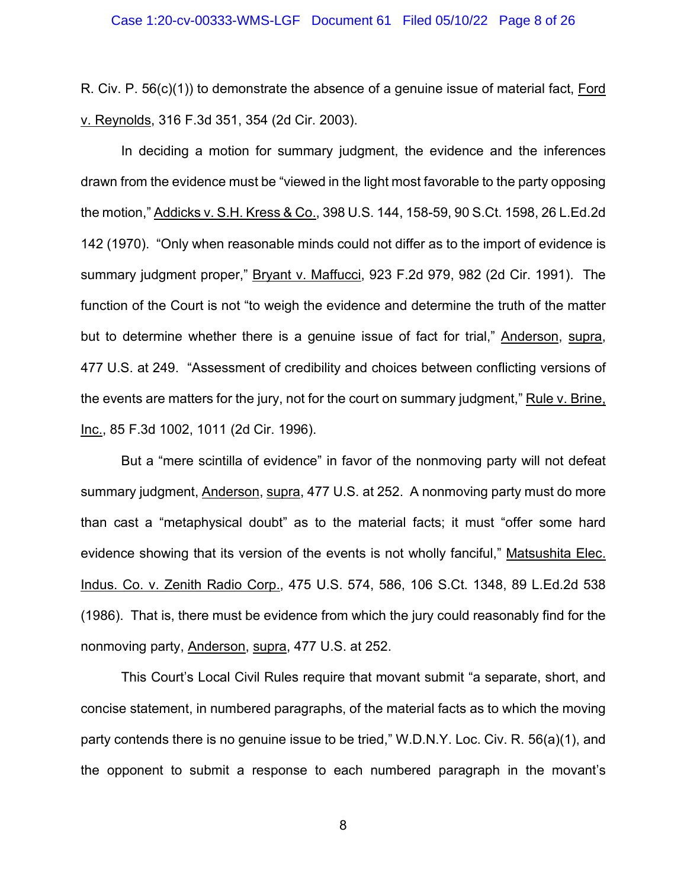R. Civ. P. 56(c)(1)) to demonstrate the absence of a genuine issue of material fact, Ford v. Reynolds, 316 F.3d 351, 354 (2d Cir. 2003).

In deciding a motion for summary judgment, the evidence and the inferences drawn from the evidence must be "viewed in the light most favorable to the party opposing the motion," Addicks v. S.H. Kress & Co., 398 U.S. 144, 158-59, 90 S.Ct. 1598, 26 L.Ed.2d 142 (1970). "Only when reasonable minds could not differ as to the import of evidence is summary judgment proper," Bryant v. Maffucci, 923 F.2d 979, 982 (2d Cir. 1991). The function of the Court is not "to weigh the evidence and determine the truth of the matter but to determine whether there is a genuine issue of fact for trial," Anderson, supra, 477 U.S. at 249. "Assessment of credibility and choices between conflicting versions of the events are matters for the jury, not for the court on summary judgment," Rule v. Brine, Inc., 85 F.3d 1002, 1011 (2d Cir. 1996).

But a "mere scintilla of evidence" in favor of the nonmoving party will not defeat summary judgment, Anderson, supra, 477 U.S. at 252. A nonmoving party must do more than cast a "metaphysical doubt" as to the material facts; it must "offer some hard evidence showing that its version of the events is not wholly fanciful," Matsushita Elec. Indus. Co. v. Zenith Radio Corp., 475 U.S. 574, 586, 106 S.Ct. 1348, 89 L.Ed.2d 538 (1986). That is, there must be evidence from which the jury could reasonably find for the nonmoving party, Anderson, supra, 477 U.S. at 252.

This Court's Local Civil Rules require that movant submit "a separate, short, and concise statement, in numbered paragraphs, of the material facts as to which the moving party contends there is no genuine issue to be tried," W.D.N.Y. Loc. Civ. R. 56(a)(1), and the opponent to submit a response to each numbered paragraph in the movant's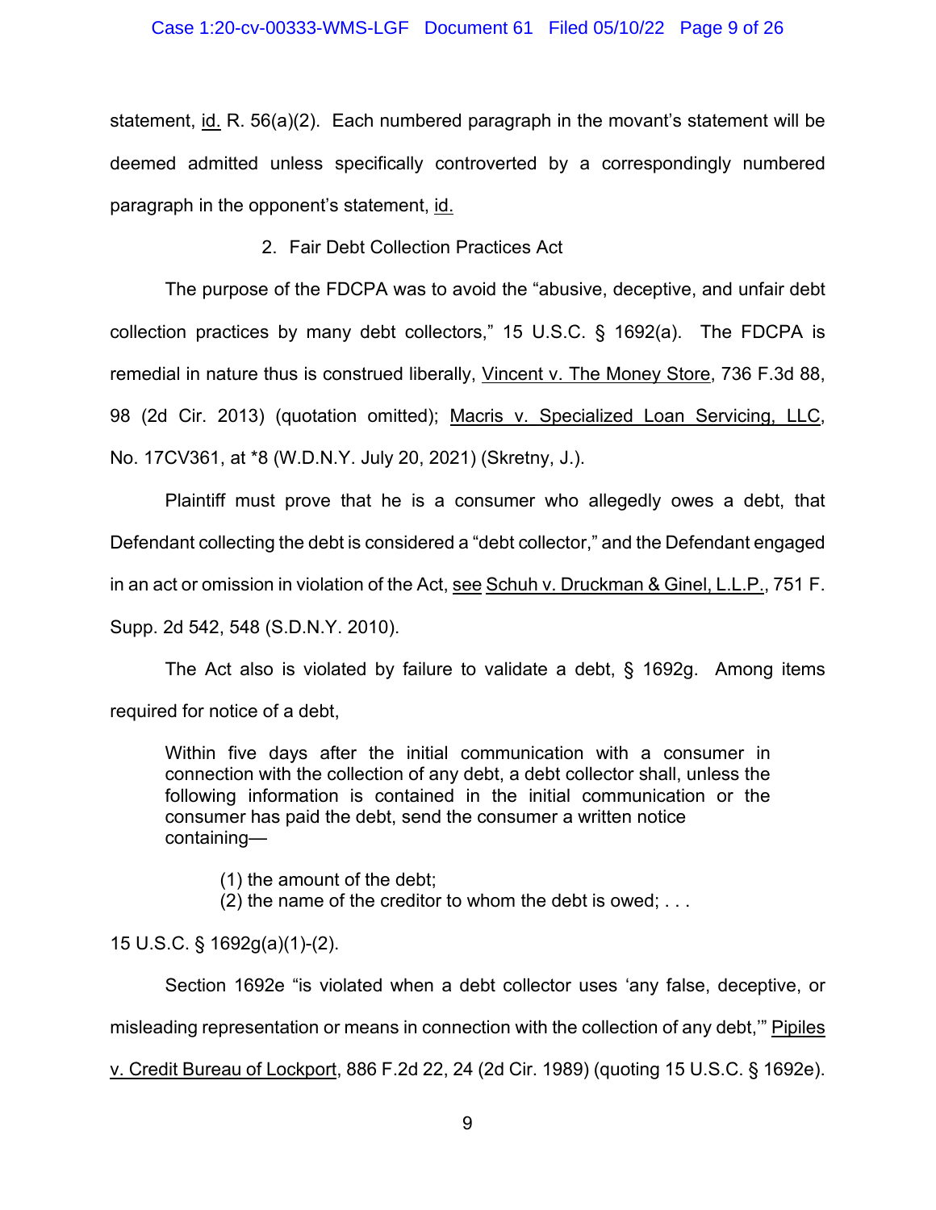statement, id. R. 56(a)(2). Each numbered paragraph in the movant's statement will be deemed admitted unless specifically controverted by a correspondingly numbered paragraph in the opponent's statement, id.

2. Fair Debt Collection Practices Act

The purpose of the FDCPA was to avoid the "abusive, deceptive, and unfair debt collection practices by many debt collectors," 15 U.S.C. § 1692(a). The FDCPA is remedial in nature thus is construed liberally, Vincent v. The Money Store, 736 F.3d 88, 98 (2d Cir. 2013) (quotation omitted); Macris v. Specialized Loan Servicing, LLC, No. 17CV361, at *8 (W.D.N.Y. July 20, 2021) (Skretny, J.).

Plaintiff must prove that he is a consumer who allegedly owes a debt, that Defendant collecting the debt is considered a "debt collector," and the Defendant engaged in an act or omission in violation of the Act, see Schuh v. Druckman & Ginel, L.L.P., 751 F. Supp. 2d 542, 548 (S.D.N.Y. 2010).

The Act also is violated by failure to validate a debt, § 1692g. Among items required for notice of a debt,

> Within five days after the initial communication with a consumer in connection with the collection of any debt, a debt collector shall, unless the following information is contained in the initial communication or the consumer has paid the debt, send the consumer a written notice containing—
>
> (1) the amount of the debt;
> (2) the name of the creditor to whom the debt is owed; . . .

15 U.S.C. § 1692g(a)(1)-(2).

Section 1692e "is violated when a debt collector uses 'any false, deceptive, or misleading representation or means in connection with the collection of any debt,'" Pipiles v. Credit Bureau of Lockport, 886 F.2d 22, 24 (2d Cir. 1989) (quoting 15 U.S.C. § 1692e).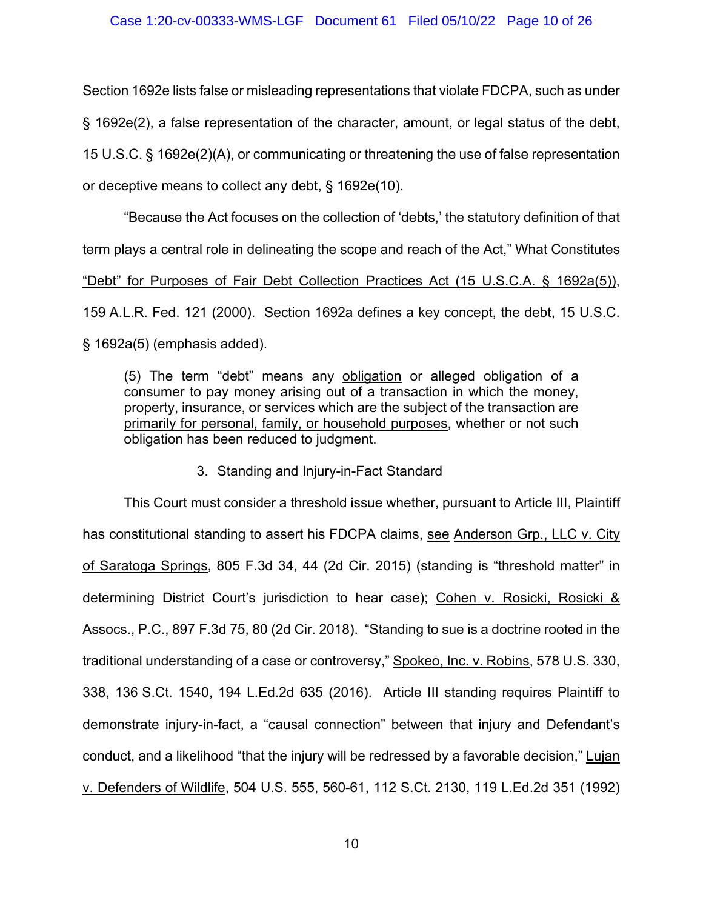Section 1692e lists false or misleading representations that violate FDCPA, such as under § 1692e(2), a false representation of the character, amount, or legal status of the debt, 15 U.S.C. § 1692e(2)(A), or communicating or threatening the use of false representation or deceptive means to collect any debt, § 1692e(10).

"Because the Act focuses on the collection of 'debts,' the statutory definition of that term plays a central role in delineating the scope and reach of the Act," What Constitutes "Debt" for Purposes of Fair Debt Collection Practices Act (15 U.S.C.A. § 1692a(5)), 159 A.L.R. Fed. 121 (2000). Section 1692a defines a key concept, the debt, 15 U.S.C. § 1692a(5) (emphasis added).

> (5) The term "debt" means any obligation or alleged obligation of a consumer to pay money arising out of a transaction in which the money, property, insurance, or services which are the subject of the transaction are primarily for personal, family, or household purposes, whether or not such obligation has been reduced to judgment.

### 3. Standing and Injury-in-Fact Standard

This Court must consider a threshold issue whether, pursuant to Article III, Plaintiff has constitutional standing to assert his FDCPA claims, see Anderson Grp., LLC v. City of Saratoga Springs, 805 F.3d 34, 44 (2d Cir. 2015) (standing is "threshold matter" in determining District Court's jurisdiction to hear case); Cohen v. Rosicki, Rosicki & Assocs., P.C., 897 F.3d 75, 80 (2d Cir. 2018). "Standing to sue is a doctrine rooted in the traditional understanding of a case or controversy," Spokeo, Inc. v. Robins, 578 U.S. 330, 338, 136 S.Ct. 1540, 194 L.Ed.2d 635 (2016). Article III standing requires Plaintiff to demonstrate injury-in-fact, a "causal connection" between that injury and Defendant's conduct, and a likelihood "that the injury will be redressed by a favorable decision," Lujan v. Defenders of Wildlife, 504 U.S. 555, 560-61, 112 S.Ct. 2130, 119 L.Ed.2d 351 (1992)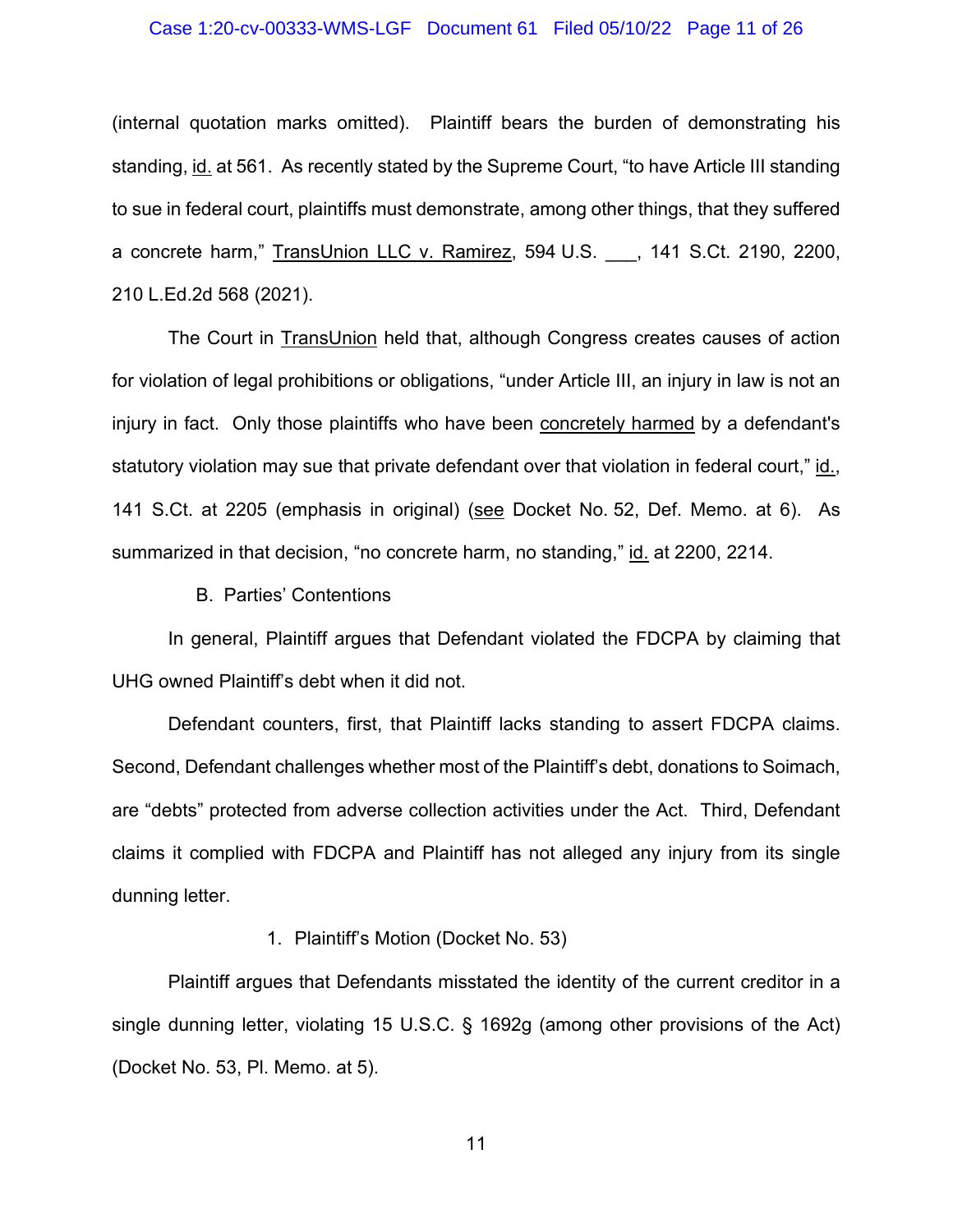(internal quotation marks omitted). Plaintiff bears the burden of demonstrating his standing, id. at 561. As recently stated by the Supreme Court, "to have Article III standing to sue in federal court, plaintiffs must demonstrate, among other things, that they suffered a concrete harm," TransUnion LLC v. Ramirez, 594 U.S. ___, 141 S.Ct. 2190, 2200, 210 L.Ed.2d 568 (2021).

The Court in TransUnion held that, although Congress creates causes of action for violation of legal prohibitions or obligations, "under Article III, an injury in law is not an injury in fact. Only those plaintiffs who have been concretely harmed by a defendant's statutory violation may sue that private defendant over that violation in federal court," id., 141 S.Ct. at 2205 (emphasis in original) (see Docket No. 52, Def. Memo. at 6). As summarized in that decision, "no concrete harm, no standing," id. at 2200, 2214.

### B. Parties' Contentions

In general, Plaintiff argues that Defendant violated the FDCPA by claiming that UHG owned Plaintiff's debt when it did not.

Defendant counters, first, that Plaintiff lacks standing to assert FDCPA claims. Second, Defendant challenges whether most of the Plaintiff's debt, donations to Soimach, are "debts" protected from adverse collection activities under the Act. Third, Defendant claims it complied with FDCPA and Plaintiff has not alleged any injury from its single dunning letter.

#### 1. Plaintiff's Motion (Docket No. 53)

Plaintiff argues that Defendants misstated the identity of the current creditor in a single dunning letter, violating 15 U.S.C. § 1692g (among other provisions of the Act) (Docket No. 53, Pl. Memo. at 5).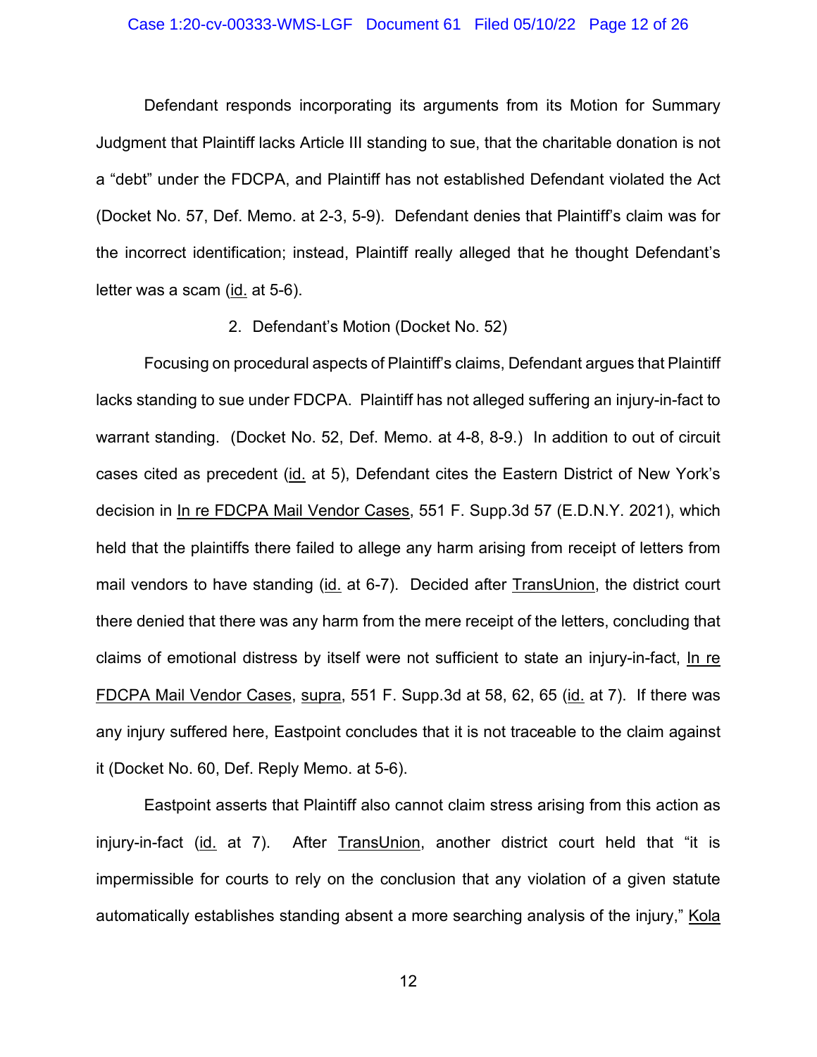Defendant responds incorporating its arguments from its Motion for Summary Judgment that Plaintiff lacks Article III standing to sue, that the charitable donation is not a "debt" under the FDCPA, and Plaintiff has not established Defendant violated the Act (Docket No. 57, Def. Memo. at 2-3, 5-9). Defendant denies that Plaintiff's claim was for the incorrect identification; instead, Plaintiff really alleged that he thought Defendant's letter was a scam (id. at 5-6).

2. Defendant's Motion (Docket No. 52)

Focusing on procedural aspects of Plaintiff's claims, Defendant argues that Plaintiff lacks standing to sue under FDCPA. Plaintiff has not alleged suffering an injury-in-fact to warrant standing. (Docket No. 52, Def. Memo. at 4-8, 8-9.) In addition to out of circuit cases cited as precedent (id. at 5), Defendant cites the Eastern District of New York's decision in In re FDCPA Mail Vendor Cases, 551 F. Supp.3d 57 (E.D.N.Y. 2021), which held that the plaintiffs there failed to allege any harm arising from receipt of letters from mail vendors to have standing (id. at 6-7). Decided after TransUnion, the district court there denied that there was any harm from the mere receipt of the letters, concluding that claims of emotional distress by itself were not sufficient to state an injury-in-fact, In re FDCPA Mail Vendor Cases, supra, 551 F. Supp.3d at 58, 62, 65 (id. at 7). If there was any injury suffered here, Eastpoint concludes that it is not traceable to the claim against it (Docket No. 60, Def. Reply Memo. at 5-6).

Eastpoint asserts that Plaintiff also cannot claim stress arising from this action as injury-in-fact (id. at 7). After TransUnion, another district court held that "it is impermissible for courts to rely on the conclusion that any violation of a given statute automatically establishes standing absent a more searching analysis of the injury," Kola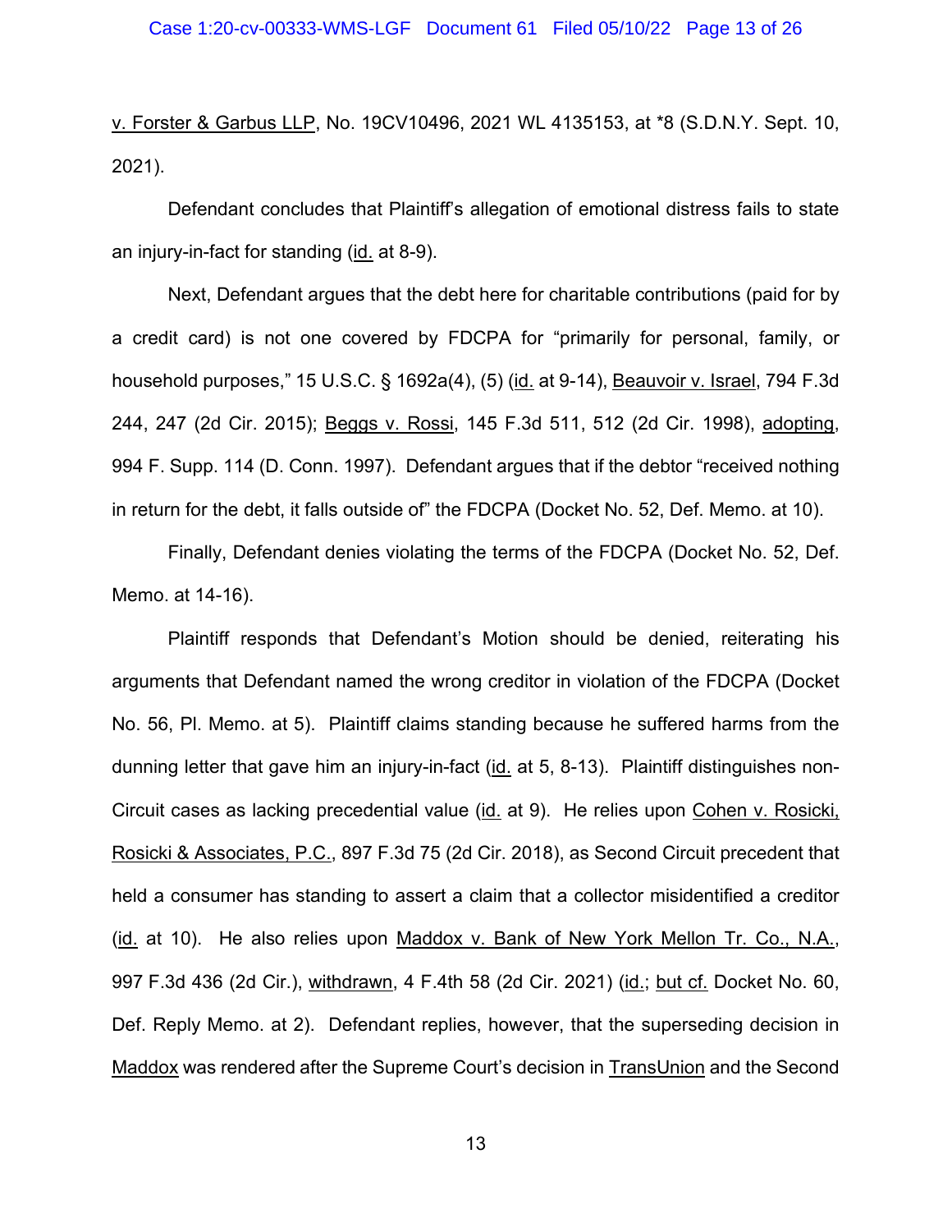v. Forster & Garbus LLP, No. 19CV10496, 2021 WL 4135153, at *8 (S.D.N.Y. Sept. 10, 2021).

Defendant concludes that Plaintiff's allegation of emotional distress fails to state an injury-in-fact for standing (id. at 8-9).

Next, Defendant argues that the debt here for charitable contributions (paid for by a credit card) is not one covered by FDCPA for "primarily for personal, family, or household purposes," 15 U.S.C. § 1692a(4), (5) (id. at 9-14), Beauvoir v. Israel, 794 F.3d 244, 247 (2d Cir. 2015); Beggs v. Rossi, 145 F.3d 511, 512 (2d Cir. 1998), adopting, 994 F. Supp. 114 (D. Conn. 1997). Defendant argues that if the debtor "received nothing in return for the debt, it falls outside of" the FDCPA (Docket No. 52, Def. Memo. at 10).

Finally, Defendant denies violating the terms of the FDCPA (Docket No. 52, Def. Memo. at 14-16).

Plaintiff responds that Defendant's Motion should be denied, reiterating his arguments that Defendant named the wrong creditor in violation of the FDCPA (Docket No. 56, Pl. Memo. at 5). Plaintiff claims standing because he suffered harms from the dunning letter that gave him an injury-in-fact (id. at 5, 8-13). Plaintiff distinguishes non-Circuit cases as lacking precedential value (id. at 9). He relies upon Cohen v. Rosicki, Rosicki & Associates, P.C., 897 F.3d 75 (2d Cir. 2018), as Second Circuit precedent that held a consumer has standing to assert a claim that a collector misidentified a creditor (id. at 10). He also relies upon Maddox v. Bank of New York Mellon Tr. Co., N.A., 997 F.3d 436 (2d Cir.), withdrawn, 4 F.4th 58 (2d Cir. 2021) (id.; but cf. Docket No. 60, Def. Reply Memo. at 2). Defendant replies, however, that the superseding decision in Maddox was rendered after the Supreme Court's decision in TransUnion and the Second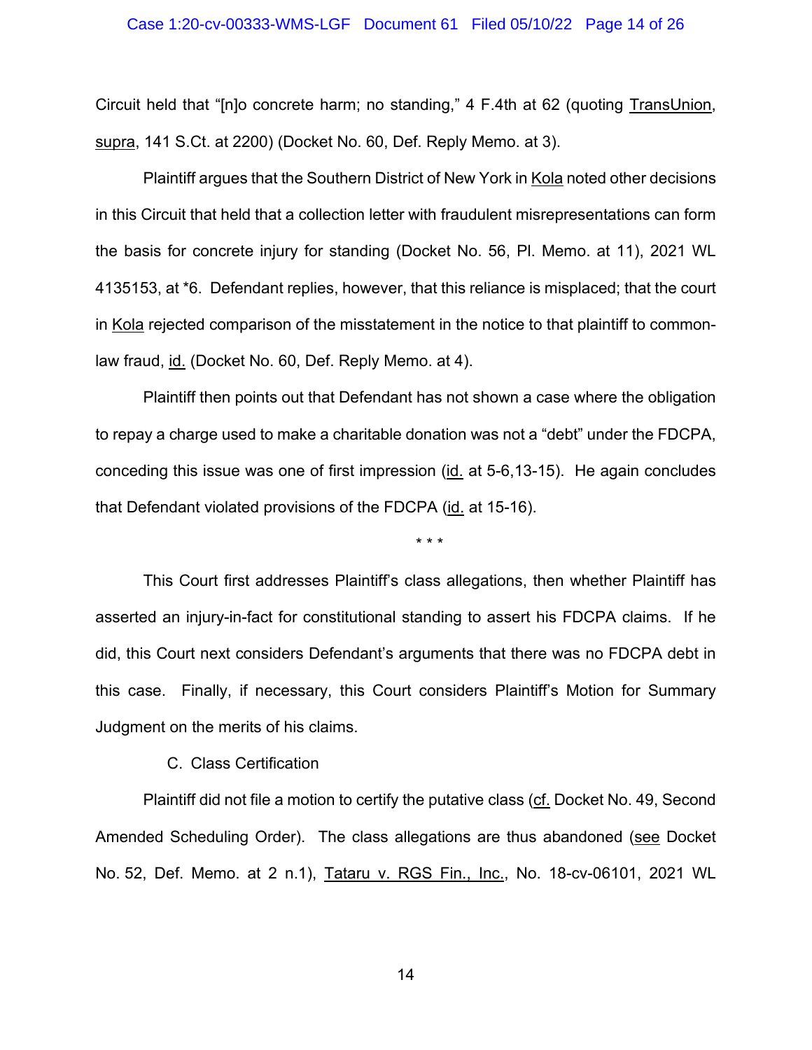Circuit held that "[n]o concrete harm; no standing," 4 F.4th at 62 (quoting TransUnion, supra, 141 S.Ct. at 2200) (Docket No. 60, Def. Reply Memo. at 3).

Plaintiff argues that the Southern District of New York in Kola noted other decisions in this Circuit that held that a collection letter with fraudulent misrepresentations can form the basis for concrete injury for standing (Docket No. 56, Pl. Memo. at 11), 2021 WL 4135153, at *6. Defendant replies, however, that this reliance is misplaced; that the court in Kola rejected comparison of the misstatement in the notice to that plaintiff to common-law fraud, id. (Docket No. 60, Def. Reply Memo. at 4).

Plaintiff then points out that Defendant has not shown a case where the obligation to repay a charge used to make a charitable donation was not a "debt" under the FDCPA, conceding this issue was one of first impression (id. at 5-6,13-15). He again concludes that Defendant violated provisions of the FDCPA (id. at 15-16).

\* \* \*

This Court first addresses Plaintiff's class allegations, then whether Plaintiff has asserted an injury-in-fact for constitutional standing to assert his FDCPA claims. If he did, this Court next considers Defendant's arguments that there was no FDCPA debt in this case. Finally, if necessary, this Court considers Plaintiff's Motion for Summary Judgment on the merits of his claims.

### C. Class Certification

Plaintiff did not file a motion to certify the putative class (cf. Docket No. 49, Second Amended Scheduling Order). The class allegations are thus abandoned (see Docket No. 52, Def. Memo. at 2 n.1), Tataru v. RGS Fin., Inc., No. 18-cv-06101, 2021 WL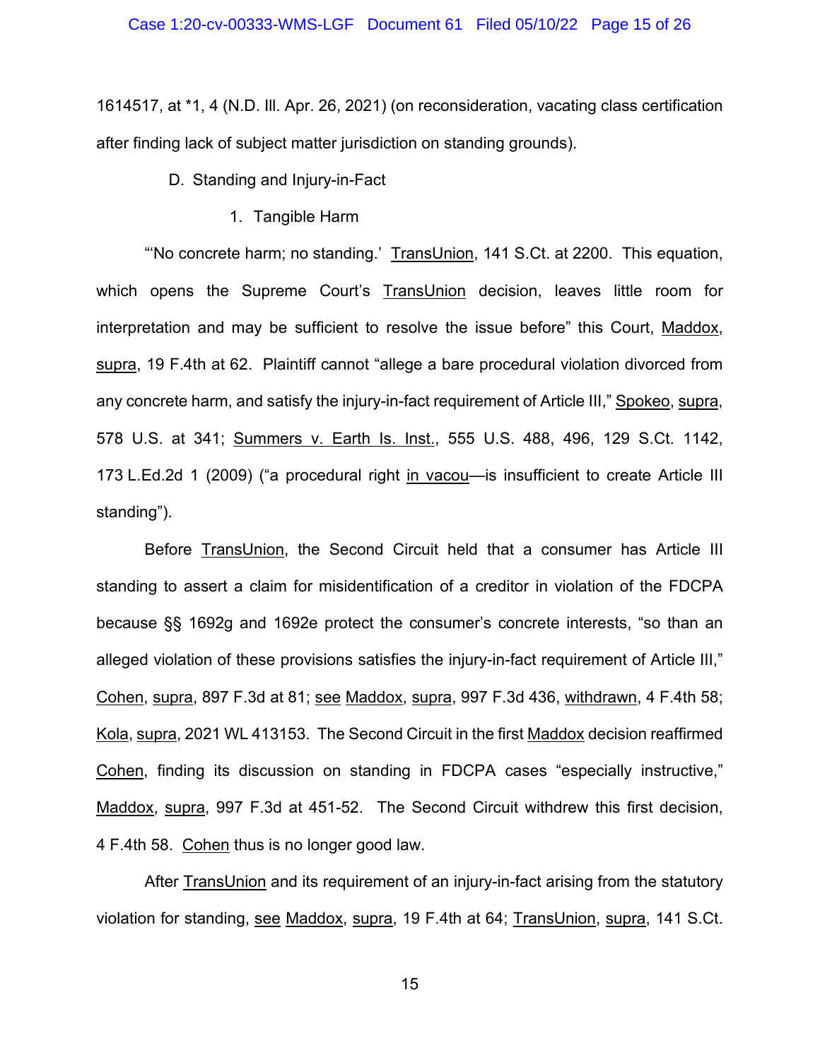1614517, at *1, 4 (N.D. Ill. Apr. 26, 2021) (on reconsideration, vacating class certification after finding lack of subject matter jurisdiction on standing grounds).

D. Standing and Injury-in-Fact

1. Tangible Harm

"'No concrete harm; no standing.' TransUnion, 141 S.Ct. at 2200. This equation, which opens the Supreme Court's TransUnion decision, leaves little room for interpretation and may be sufficient to resolve the issue before" this Court, Maddox, supra, 19 F.4th at 62. Plaintiff cannot "allege a bare procedural violation divorced from any concrete harm, and satisfy the injury-in-fact requirement of Article III," Spokeo, supra, 578 U.S. at 341; Summers v. Earth Is. Inst., 555 U.S. 488, 496, 129 S.Ct. 1142, 173 L.Ed.2d 1 (2009) ("a procedural right in vacou—is insufficient to create Article III standing").

Before TransUnion, the Second Circuit held that a consumer has Article III standing to assert a claim for misidentification of a creditor in violation of the FDCPA because §§ 1692g and 1692e protect the consumer's concrete interests, "so than an alleged violation of these provisions satisfies the injury-in-fact requirement of Article III," Cohen, supra, 897 F.3d at 81; see Maddox, supra, 997 F.3d 436, withdrawn, 4 F.4th 58; Kola, supra, 2021 WL 413153. The Second Circuit in the first Maddox decision reaffirmed Cohen, finding its discussion on standing in FDCPA cases "especially instructive," Maddox, supra, 997 F.3d at 451-52. The Second Circuit withdrew this first decision, 4 F.4th 58. Cohen thus is no longer good law.

After TransUnion and its requirement of an injury-in-fact arising from the statutory violation for standing, see Maddox, supra, 19 F.4th at 64; TransUnion, supra, 141 S.Ct.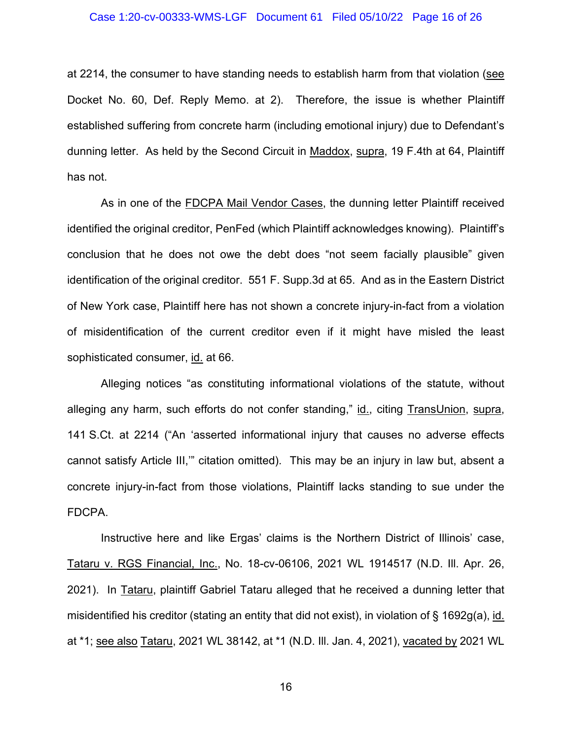at 2214, the consumer to have standing needs to establish harm from that violation (see Docket No. 60, Def. Reply Memo. at 2). Therefore, the issue is whether Plaintiff established suffering from concrete harm (including emotional injury) due to Defendant's dunning letter. As held by the Second Circuit in Maddox, supra, 19 F.4th at 64, Plaintiff has not.

As in one of the FDCPA Mail Vendor Cases, the dunning letter Plaintiff received identified the original creditor, PenFed (which Plaintiff acknowledges knowing). Plaintiff's conclusion that he does not owe the debt does "not seem facially plausible" given identification of the original creditor. 551 F. Supp.3d at 65. And as in the Eastern District of New York case, Plaintiff here has not shown a concrete injury-in-fact from a violation of misidentification of the current creditor even if it might have misled the least sophisticated consumer, id. at 66.

Alleging notices "as constituting informational violations of the statute, without alleging any harm, such efforts do not confer standing," id., citing TransUnion, supra, 141 S.Ct. at 2214 ("An 'asserted informational injury that causes no adverse effects cannot satisfy Article III,'" citation omitted). This may be an injury in law but, absent a concrete injury-in-fact from those violations, Plaintiff lacks standing to sue under the FDCPA.

Instructive here and like Ergas' claims is the Northern District of Illinois' case, Tataru v. RGS Financial, Inc., No. 18-cv-06106, 2021 WL 1914517 (N.D. Ill. Apr. 26, 2021). In Tataru, plaintiff Gabriel Tataru alleged that he received a dunning letter that misidentified his creditor (stating an entity that did not exist), in violation of § 1692g(a), id. at *1; see also Tataru, 2021 WL 38142, at *1 (N.D. Ill. Jan. 4, 2021), vacated by 2021 WL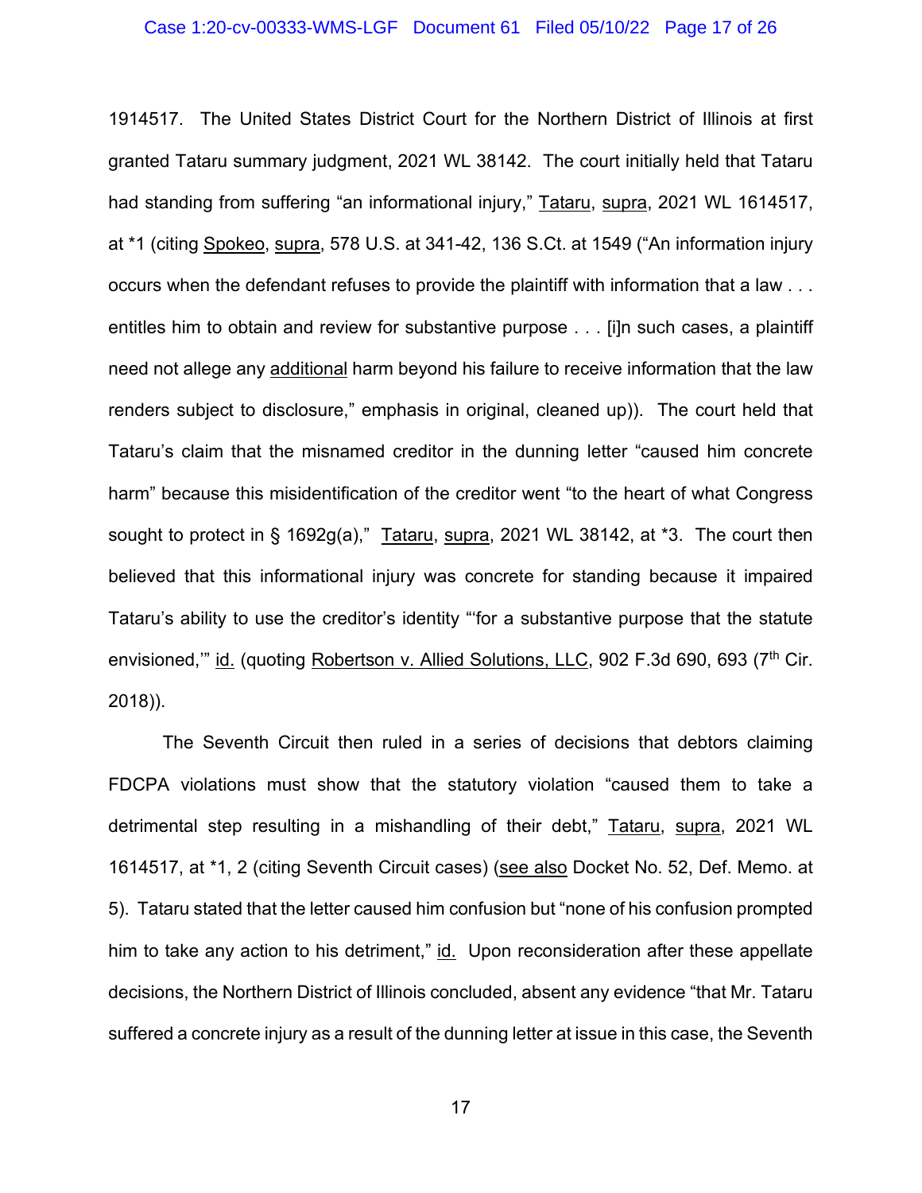1914517. The United States District Court for the Northern District of Illinois at first granted Tataru summary judgment, 2021 WL 38142. The court initially held that Tataru had standing from suffering "an informational injury," Tataru, supra, 2021 WL 1614517, at *1 (citing Spokeo, supra, 578 U.S. at 341-42, 136 S.Ct. at 1549 ("An information injury occurs when the defendant refuses to provide the plaintiff with information that a law . . . entitles him to obtain and review for substantive purpose . . . [i]n such cases, a plaintiff need not allege any additional harm beyond his failure to receive information that the law renders subject to disclosure," emphasis in original, cleaned up)). The court held that Tataru's claim that the misnamed creditor in the dunning letter "caused him concrete harm" because this misidentification of the creditor went "to the heart of what Congress sought to protect in § 1692g(a)," Tataru, supra, 2021 WL 38142, at *3. The court then believed that this informational injury was concrete for standing because it impaired Tataru's ability to use the creditor's identity "'for a substantive purpose that the statute envisioned,'" id. (quoting Robertson v. Allied Solutions, LLC, 902 F.3d 690, 693 (7th Cir. 2018)).

The Seventh Circuit then ruled in a series of decisions that debtors claiming FDCPA violations must show that the statutory violation "caused them to take a detrimental step resulting in a mishandling of their debt," Tataru, supra, 2021 WL 1614517, at *1, 2 (citing Seventh Circuit cases) (see also Docket No. 52, Def. Memo. at 5). Tataru stated that the letter caused him confusion but "none of his confusion prompted him to take any action to his detriment," id. Upon reconsideration after these appellate decisions, the Northern District of Illinois concluded, absent any evidence "that Mr. Tataru suffered a concrete injury as a result of the dunning letter at issue in this case, the Seventh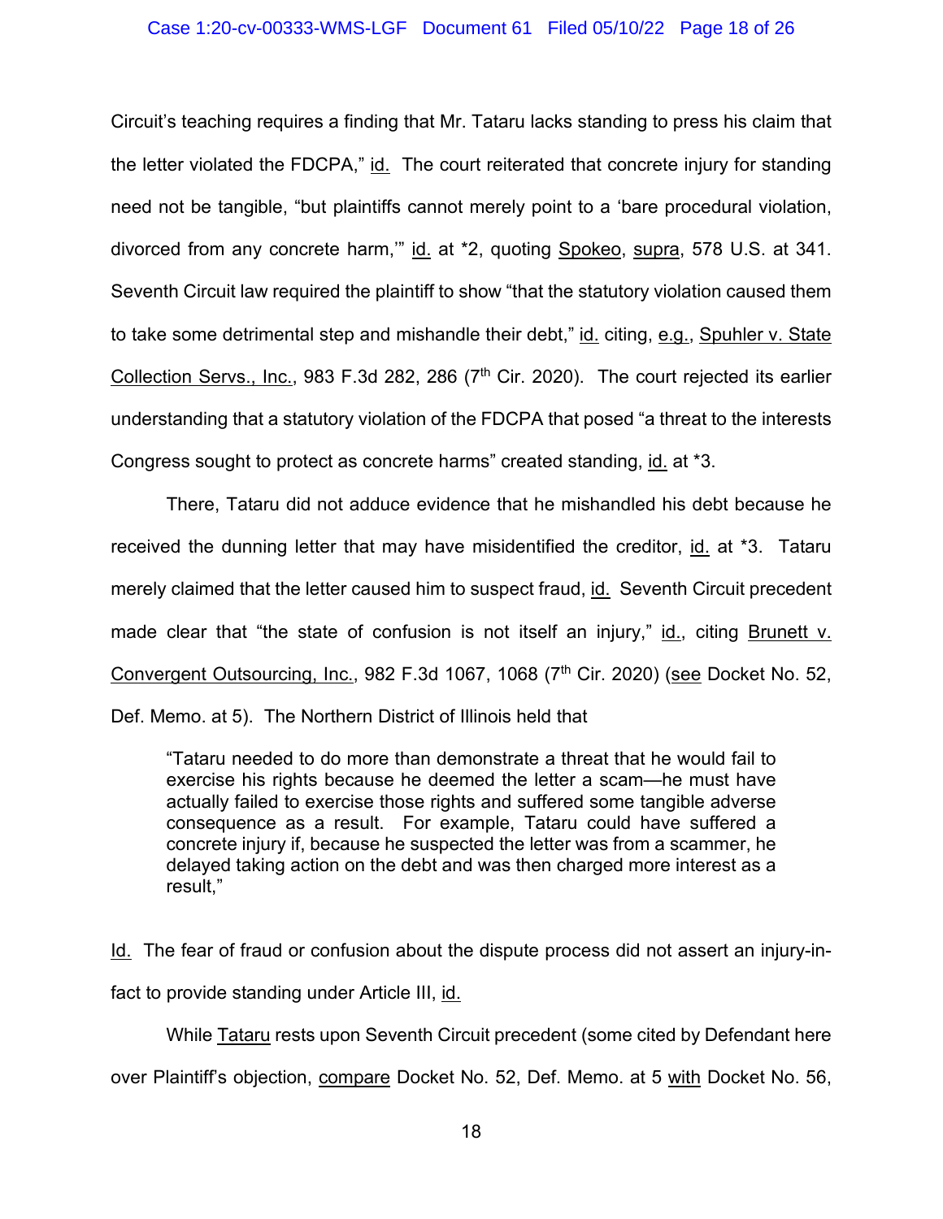Circuit's teaching requires a finding that Mr. Tataru lacks standing to press his claim that the letter violated the FDCPA," id. The court reiterated that concrete injury for standing need not be tangible, "but plaintiffs cannot merely point to a 'bare procedural violation, divorced from any concrete harm,'" id. at *2, quoting Spokeo, supra, 578 U.S. at 341. Seventh Circuit law required the plaintiff to show "that the statutory violation caused them to take some detrimental step and mishandle their debt," id. citing, e.g., Spuhler v. State Collection Servs., Inc., 983 F.3d 282, 286 (7th Cir. 2020). The court rejected its earlier understanding that a statutory violation of the FDCPA that posed "a threat to the interests Congress sought to protect as concrete harms" created standing, id. at *3.

There, Tataru did not adduce evidence that he mishandled his debt because he received the dunning letter that may have misidentified the creditor, id. at *3. Tataru merely claimed that the letter caused him to suspect fraud, id. Seventh Circuit precedent made clear that "the state of confusion is not itself an injury," id., citing Brunett v. Convergent Outsourcing, Inc., 982 F.3d 1067, 1068 (7th Cir. 2020) (see Docket No. 52, Def. Memo. at 5). The Northern District of Illinois held that

> "Tataru needed to do more than demonstrate a threat that he would fail to exercise his rights because he deemed the letter a scam—he must have actually failed to exercise those rights and suffered some tangible adverse consequence as a result. For example, Tataru could have suffered a concrete injury if, because he suspected the letter was from a scammer, he delayed taking action on the debt and was then charged more interest as a result,"

Id. The fear of fraud or confusion about the dispute process did not assert an injury-in-fact to provide standing under Article III, id.

While Tataru rests upon Seventh Circuit precedent (some cited by Defendant here over Plaintiff's objection, compare Docket No. 52, Def. Memo. at 5 with Docket No. 56,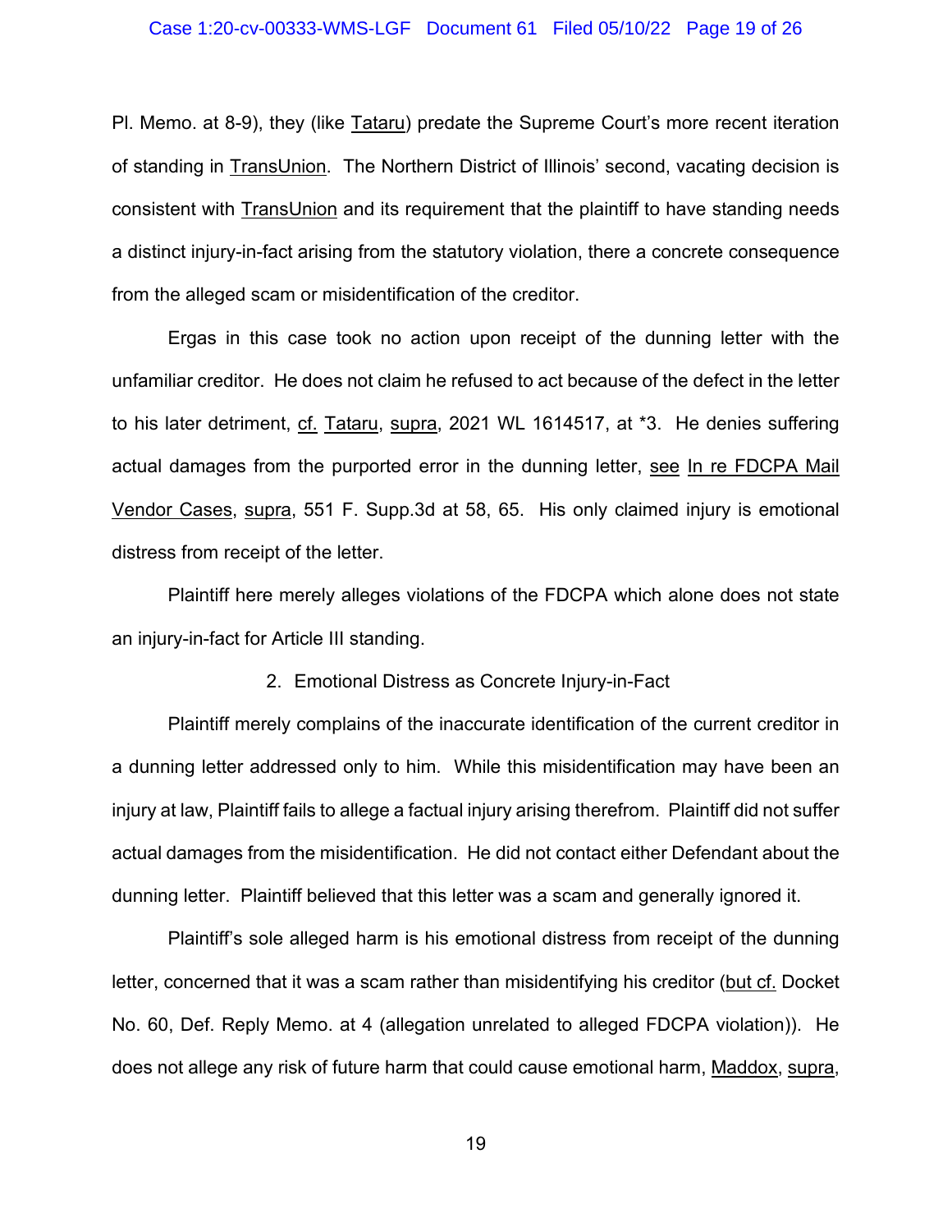Pl. Memo. at 8-9), they (like Tataru) predate the Supreme Court's more recent iteration of standing in TransUnion. The Northern District of Illinois' second, vacating decision is consistent with TransUnion and its requirement that the plaintiff to have standing needs a distinct injury-in-fact arising from the statutory violation, there a concrete consequence from the alleged scam or misidentification of the creditor.

Ergas in this case took no action upon receipt of the dunning letter with the unfamiliar creditor. He does not claim he refused to act because of the defect in the letter to his later detriment, cf. Tataru, supra, 2021 WL 1614517, at *3. He denies suffering actual damages from the purported error in the dunning letter, see In re FDCPA Mail Vendor Cases, supra, 551 F. Supp.3d at 58, 65. His only claimed injury is emotional distress from receipt of the letter.

Plaintiff here merely alleges violations of the FDCPA which alone does not state an injury-in-fact for Article III standing.

2. Emotional Distress as Concrete Injury-in-Fact

Plaintiff merely complains of the inaccurate identification of the current creditor in a dunning letter addressed only to him. While this misidentification may have been an injury at law, Plaintiff fails to allege a factual injury arising therefrom. Plaintiff did not suffer actual damages from the misidentification. He did not contact either Defendant about the dunning letter. Plaintiff believed that this letter was a scam and generally ignored it.

Plaintiff's sole alleged harm is his emotional distress from receipt of the dunning letter, concerned that it was a scam rather than misidentifying his creditor (but cf. Docket No. 60, Def. Reply Memo. at 4 (allegation unrelated to alleged FDCPA violation)). He does not allege any risk of future harm that could cause emotional harm, Maddox, supra,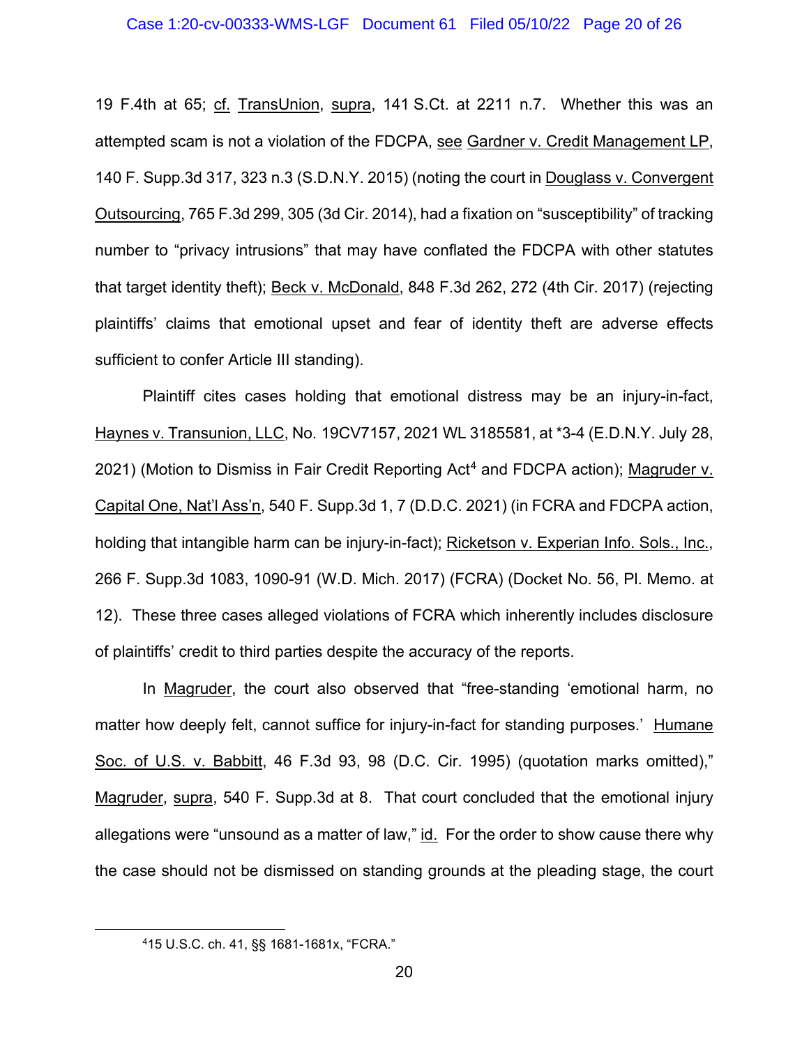19 F.4th at 65; cf. TransUnion, supra, 141 S.Ct. at 2211 n.7. Whether this was an attempted scam is not a violation of the FDCPA, see Gardner v. Credit Management LP, 140 F. Supp.3d 317, 323 n.3 (S.D.N.Y. 2015) (noting the court in Douglass v. Convergent Outsourcing, 765 F.3d 299, 305 (3d Cir. 2014), had a fixation on "susceptibility" of tracking number to "privacy intrusions" that may have conflated the FDCPA with other statutes that target identity theft); Beck v. McDonald, 848 F.3d 262, 272 (4th Cir. 2017) (rejecting plaintiffs' claims that emotional upset and fear of identity theft are adverse effects sufficient to confer Article III standing).

Plaintiff cites cases holding that emotional distress may be an injury-in-fact, Haynes v. Transunion, LLC, No. 19CV7157, 2021 WL 3185581, at *3-4 (E.D.N.Y. July 28, 2021) (Motion to Dismiss in Fair Credit Reporting Act[4] and FDCPA action); Magruder v. Capital One, Nat'l Ass'n, 540 F. Supp.3d 1, 7 (D.D.C. 2021) (in FCRA and FDCPA action, holding that intangible harm can be injury-in-fact); Ricketson v. Experian Info. Sols., Inc., 266 F. Supp.3d 1083, 1090-91 (W.D. Mich. 2017) (FCRA) (Docket No. 56, Pl. Memo. at 12). These three cases alleged violations of FCRA which inherently includes disclosure of plaintiffs' credit to third parties despite the accuracy of the reports.

In Magruder, the court also observed that "free-standing 'emotional harm, no matter how deeply felt, cannot suffice for injury-in-fact for standing purposes.' Humane Soc. of U.S. v. Babbitt, 46 F.3d 93, 98 (D.C. Cir. 1995) (quotation marks omitted)," Magruder, supra, 540 F. Supp.3d at 8. That court concluded that the emotional injury allegations were "unsound as a matter of law," id. For the order to show cause there why the case should not be dismissed on standing grounds at the pleading stage, the court

[4] 15 U.S.C. ch. 41, §§ 1681-1681x, "FCRA."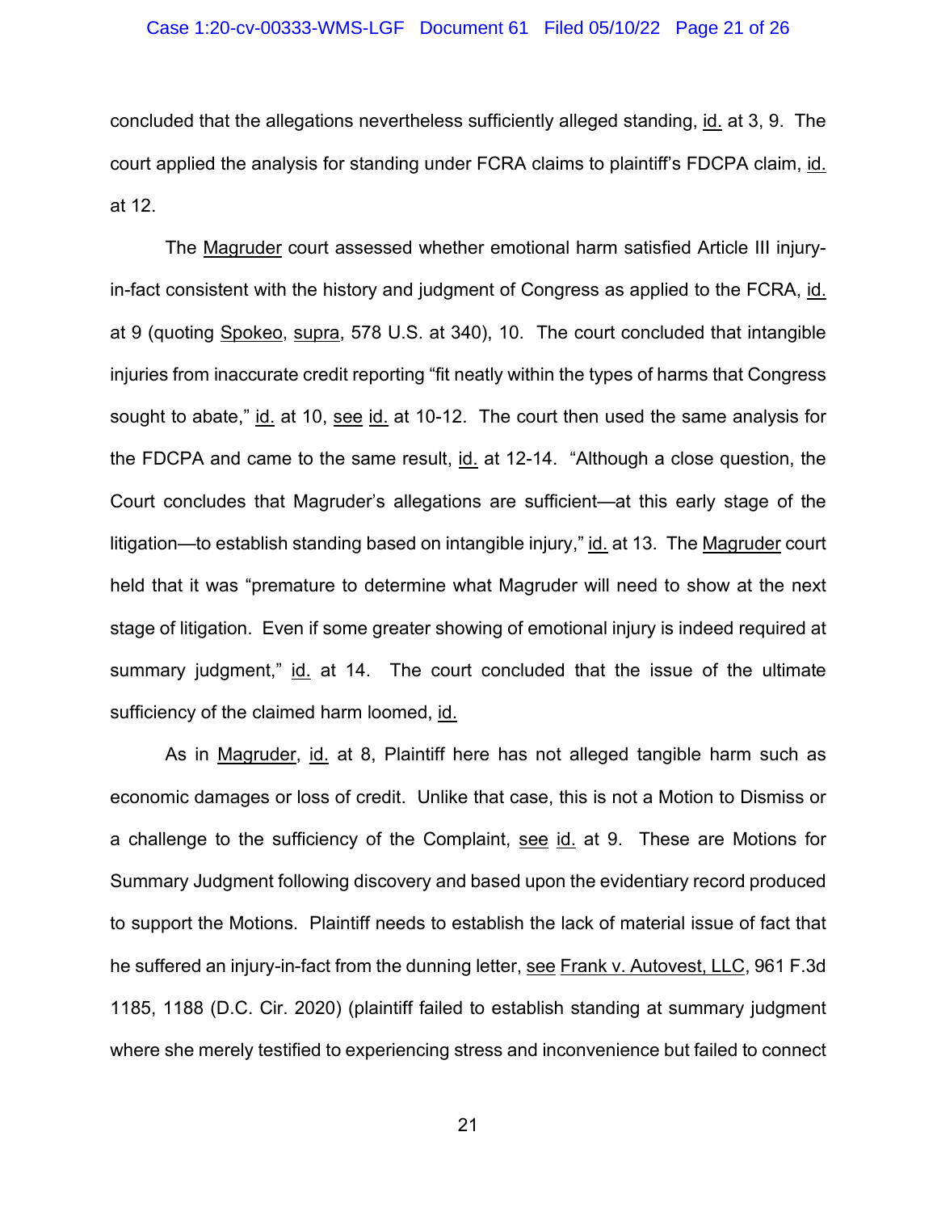concluded that the allegations nevertheless sufficiently alleged standing, id. at 3, 9. The court applied the analysis for standing under FCRA claims to plaintiff's FDCPA claim, id. at 12.

The Magruder court assessed whether emotional harm satisfied Article III injury-in-fact consistent with the history and judgment of Congress as applied to the FCRA, id. at 9 (quoting Spokeo, supra, 578 U.S. at 340), 10. The court concluded that intangible injuries from inaccurate credit reporting "fit neatly within the types of harms that Congress sought to abate," id. at 10, see id. at 10-12. The court then used the same analysis for the FDCPA and came to the same result, id. at 12-14. "Although a close question, the Court concludes that Magruder's allegations are sufficient—at this early stage of the litigation—to establish standing based on intangible injury," id. at 13. The Magruder court held that it was "premature to determine what Magruder will need to show at the next stage of litigation. Even if some greater showing of emotional injury is indeed required at summary judgment," id. at 14. The court concluded that the issue of the ultimate sufficiency of the claimed harm loomed, id.

As in Magruder, id. at 8, Plaintiff here has not alleged tangible harm such as economic damages or loss of credit. Unlike that case, this is not a Motion to Dismiss or a challenge to the sufficiency of the Complaint, see id. at 9. These are Motions for Summary Judgment following discovery and based upon the evidentiary record produced to support the Motions. Plaintiff needs to establish the lack of material issue of fact that he suffered an injury-in-fact from the dunning letter, see Frank v. Autovest, LLC, 961 F.3d 1185, 1188 (D.C. Cir. 2020) (plaintiff failed to establish standing at summary judgment where she merely testified to experiencing stress and inconvenience but failed to connect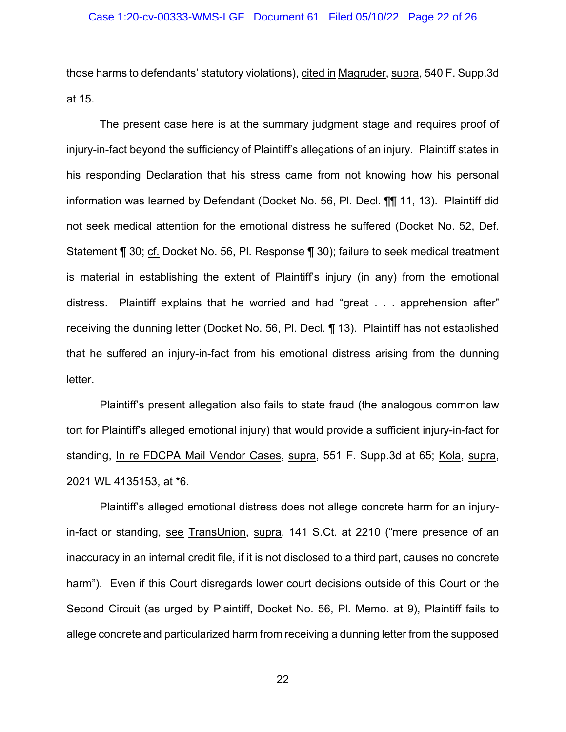those harms to defendants' statutory violations), cited in Magruder, supra, 540 F. Supp.3d at 15.

The present case here is at the summary judgment stage and requires proof of injury-in-fact beyond the sufficiency of Plaintiff's allegations of an injury. Plaintiff states in his responding Declaration that his stress came from not knowing how his personal information was learned by Defendant (Docket No. 56, Pl. Decl. ¶¶ 11, 13). Plaintiff did not seek medical attention for the emotional distress he suffered (Docket No. 52, Def. Statement ¶ 30; cf. Docket No. 56, Pl. Response ¶ 30); failure to seek medical treatment is material in establishing the extent of Plaintiff's injury (in any) from the emotional distress. Plaintiff explains that he worried and had "great . . . apprehension after" receiving the dunning letter (Docket No. 56, Pl. Decl. ¶ 13). Plaintiff has not established that he suffered an injury-in-fact from his emotional distress arising from the dunning letter.

Plaintiff's present allegation also fails to state fraud (the analogous common law tort for Plaintiff's alleged emotional injury) that would provide a sufficient injury-in-fact for standing, In re FDCPA Mail Vendor Cases, supra, 551 F. Supp.3d at 65; Kola, supra, 2021 WL 4135153, at *6.

Plaintiff's alleged emotional distress does not allege concrete harm for an injury-in-fact or standing, see TransUnion, supra, 141 S.Ct. at 2210 ("mere presence of an inaccuracy in an internal credit file, if it is not disclosed to a third part, causes no concrete harm"). Even if this Court disregards lower court decisions outside of this Court or the Second Circuit (as urged by Plaintiff, Docket No. 56, Pl. Memo. at 9), Plaintiff fails to allege concrete and particularized harm from receiving a dunning letter from the supposed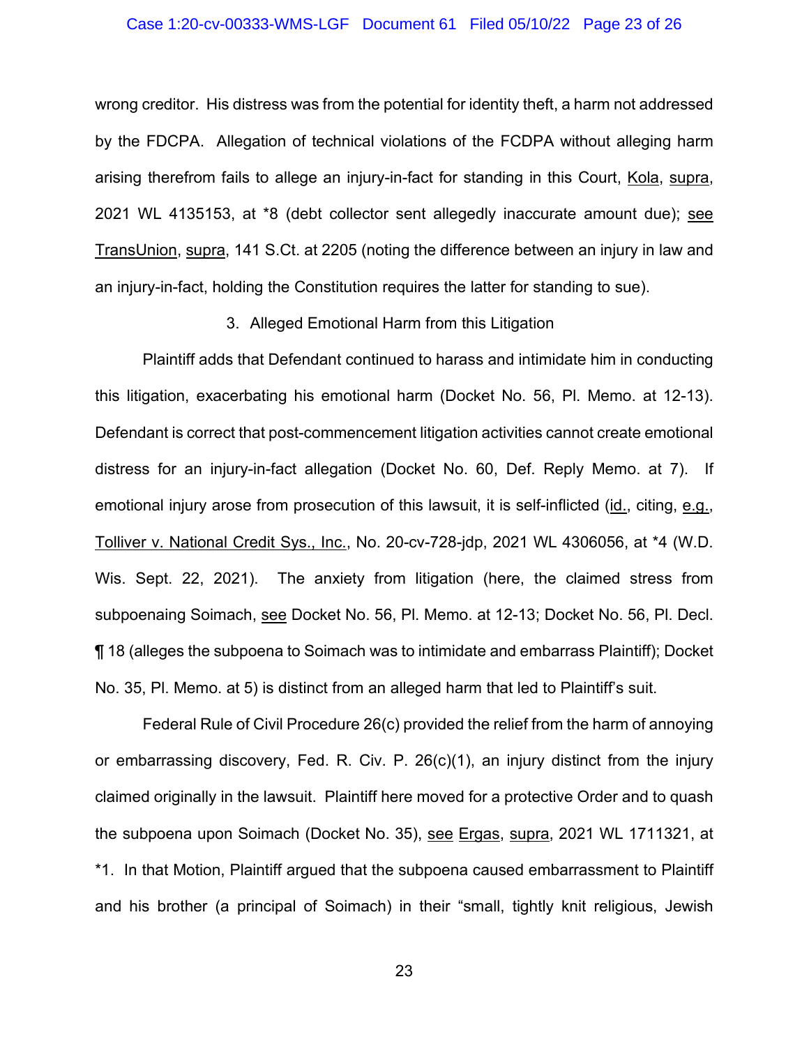wrong creditor. His distress was from the potential for identity theft, a harm not addressed by the FDCPA. Allegation of technical violations of the FCDPA without alleging harm arising therefrom fails to allege an injury-in-fact for standing in this Court, Kola, supra, 2021 WL 4135153, at *8 (debt collector sent allegedly inaccurate amount due); see TransUnion, supra, 141 S.Ct. at 2205 (noting the difference between an injury in law and an injury-in-fact, holding the Constitution requires the latter for standing to sue).

3. Alleged Emotional Harm from this Litigation

Plaintiff adds that Defendant continued to harass and intimidate him in conducting this litigation, exacerbating his emotional harm (Docket No. 56, Pl. Memo. at 12-13). Defendant is correct that post-commencement litigation activities cannot create emotional distress for an injury-in-fact allegation (Docket No. 60, Def. Reply Memo. at 7). If emotional injury arose from prosecution of this lawsuit, it is self-inflicted (id., citing, e.g., Tolliver v. National Credit Sys., Inc., No. 20-cv-728-jdp, 2021 WL 4306056, at *4 (W.D. Wis. Sept. 22, 2021). The anxiety from litigation (here, the claimed stress from subpoenaing Soimach, see Docket No. 56, Pl. Memo. at 12-13; Docket No. 56, Pl. Decl. ¶ 18 (alleges the subpoena to Soimach was to intimidate and embarrass Plaintiff); Docket No. 35, Pl. Memo. at 5) is distinct from an alleged harm that led to Plaintiff's suit.

Federal Rule of Civil Procedure 26(c) provided the relief from the harm of annoying or embarrassing discovery, Fed. R. Civ. P. 26(c)(1), an injury distinct from the injury claimed originally in the lawsuit. Plaintiff here moved for a protective Order and to quash the subpoena upon Soimach (Docket No. 35), see Ergas, supra, 2021 WL 1711321, at *1. In that Motion, Plaintiff argued that the subpoena caused embarrassment to Plaintiff and his brother (a principal of Soimach) in their "small, tightly knit religious, Jewish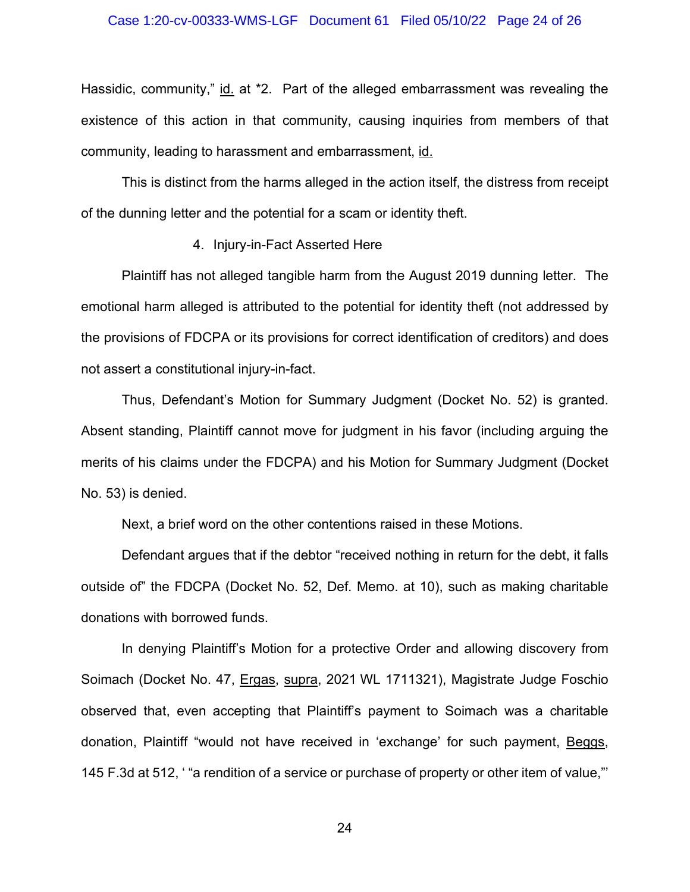Hassidic, community," id. at *2. Part of the alleged embarrassment was revealing the existence of this action in that community, causing inquiries from members of that community, leading to harassment and embarrassment, id.

This is distinct from the harms alleged in the action itself, the distress from receipt of the dunning letter and the potential for a scam or identity theft.

4. Injury-in-Fact Asserted Here

Plaintiff has not alleged tangible harm from the August 2019 dunning letter. The emotional harm alleged is attributed to the potential for identity theft (not addressed by the provisions of FDCPA or its provisions for correct identification of creditors) and does not assert a constitutional injury-in-fact.

Thus, Defendant's Motion for Summary Judgment (Docket No. 52) is granted. Absent standing, Plaintiff cannot move for judgment in his favor (including arguing the merits of his claims under the FDCPA) and his Motion for Summary Judgment (Docket No. 53) is denied.

Next, a brief word on the other contentions raised in these Motions.

Defendant argues that if the debtor "received nothing in return for the debt, it falls outside of" the FDCPA (Docket No. 52, Def. Memo. at 10), such as making charitable donations with borrowed funds.

In denying Plaintiff's Motion for a protective Order and allowing discovery from Soimach (Docket No. 47, Ergas, supra, 2021 WL 1711321), Magistrate Judge Foschio observed that, even accepting that Plaintiff's payment to Soimach was a charitable donation, Plaintiff "would not have received in 'exchange' for such payment, Beggs, 145 F.3d at 512, ' "a rendition of a service or purchase of property or other item of value,"'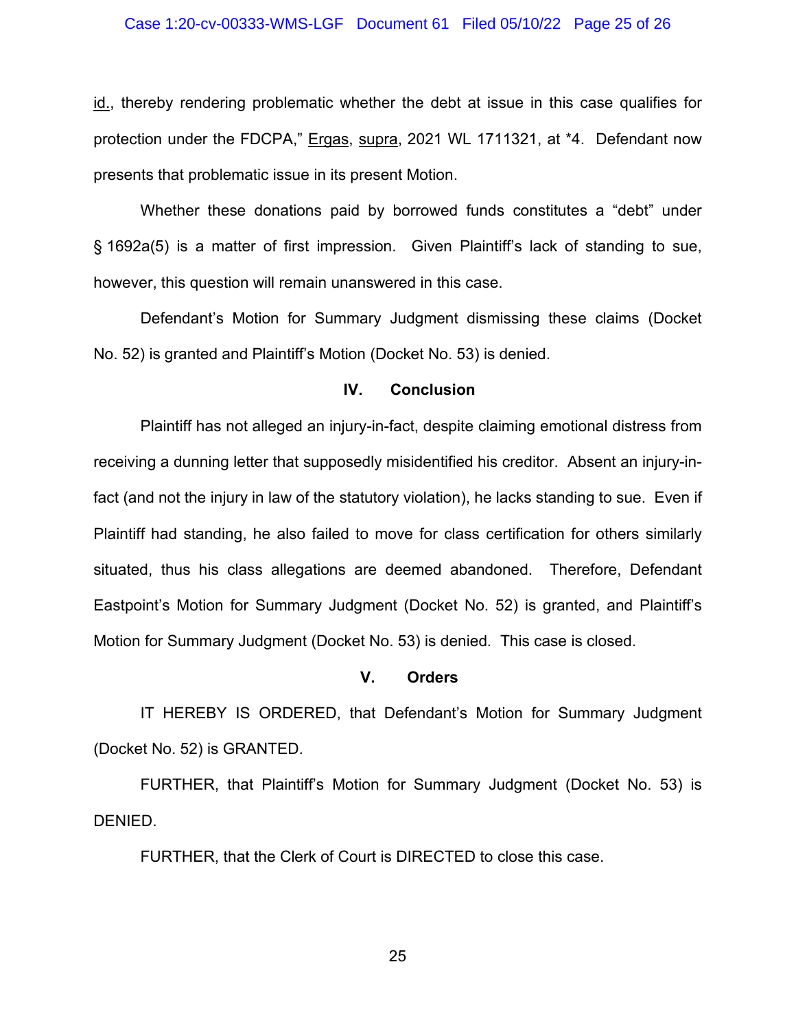id., thereby rendering problematic whether the debt at issue in this case qualifies for protection under the FDCPA," Ergas, supra, 2021 WL 1711321, at *4. Defendant now presents that problematic issue in its present Motion.

Whether these donations paid by borrowed funds constitutes a "debt" under § 1692a(5) is a matter of first impression. Given Plaintiff's lack of standing to sue, however, this question will remain unanswered in this case.

Defendant's Motion for Summary Judgment dismissing these claims (Docket No. 52) is granted and Plaintiff's Motion (Docket No. 53) is denied.

## IV. Conclusion

Plaintiff has not alleged an injury-in-fact, despite claiming emotional distress from receiving a dunning letter that supposedly misidentified his creditor. Absent an injury-in-fact (and not the injury in law of the statutory violation), he lacks standing to sue. Even if Plaintiff had standing, he also failed to move for class certification for others similarly situated, thus his class allegations are deemed abandoned. Therefore, Defendant Eastpoint's Motion for Summary Judgment (Docket No. 52) is granted, and Plaintiff's Motion for Summary Judgment (Docket No. 53) is denied. This case is closed.

## V. Orders

IT HEREBY IS ORDERED, that Defendant's Motion for Summary Judgment (Docket No. 52) is GRANTED.

FURTHER, that Plaintiff's Motion for Summary Judgment (Docket No. 53) is DENIED.

FURTHER, that the Clerk of Court is DIRECTED to close this case.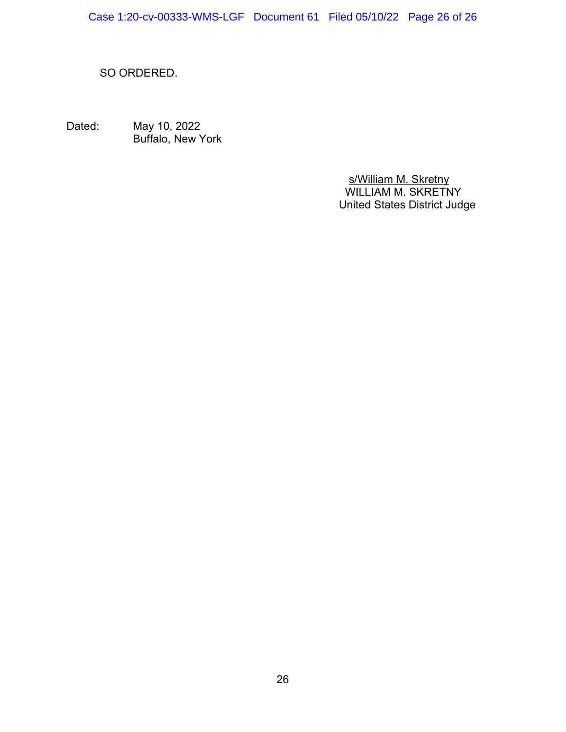SO ORDERED.

Dated: May 10, 2022
Buffalo, New York

s/William M. Skretny
WILLIAM M. SKRETNY
United States District Judge